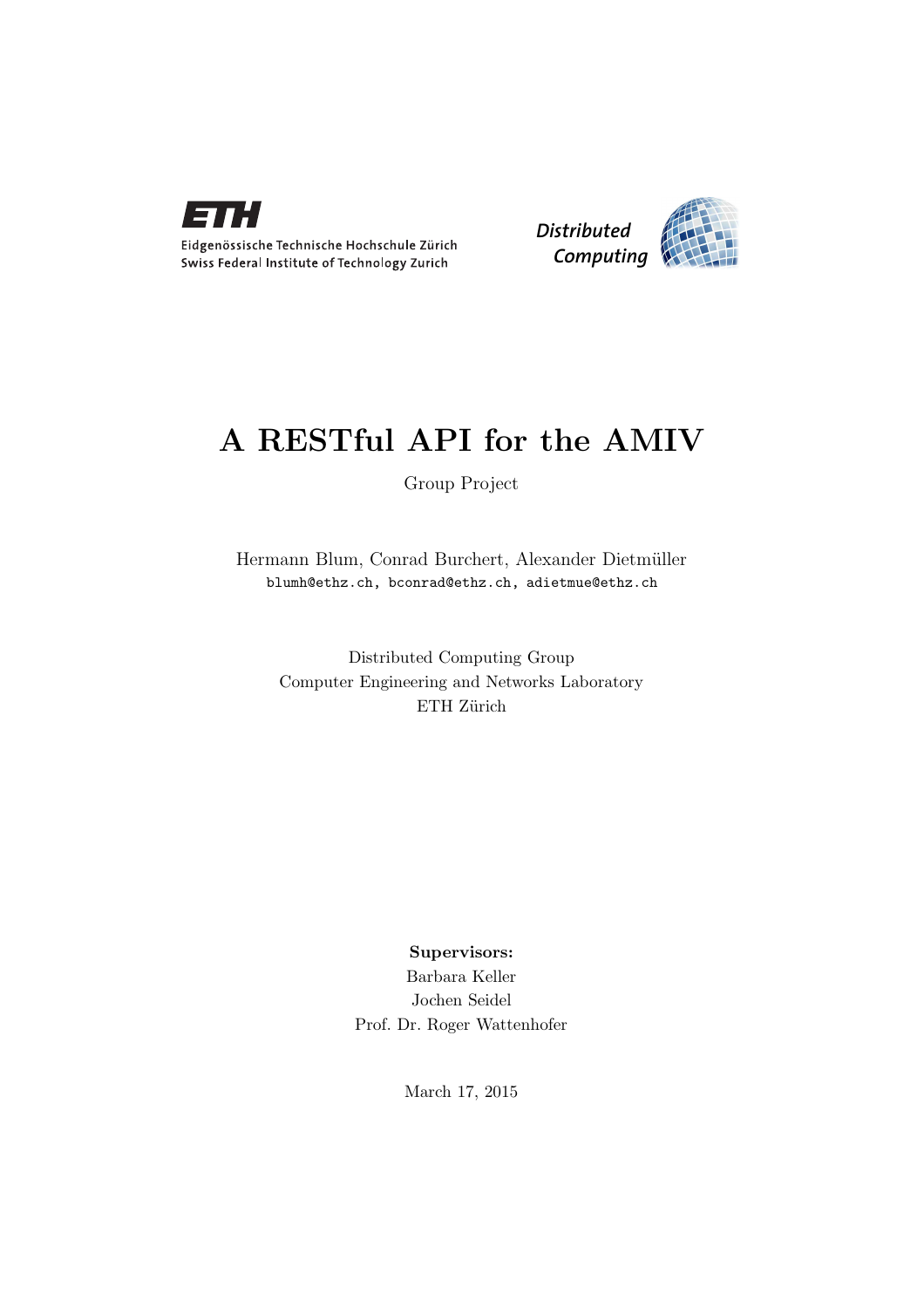ETH

Eidgenössische Technische Hochschule Zürich
Swiss Federal Institute of Technology Zurich

Distributed Computing

# A RESTful API for the AMIV

Group Project

Hermann Blum, Conrad Burchert, Alexander Dietmüller
`blumh@ethz.ch, bconrad@ethz.ch, adietmue@ethz.ch`

Distributed Computing Group
Computer Engineering and Networks Laboratory
ETH Zürich

**Supervisors:**
Barbara Keller
Jochen Seidel
Prof. Dr. Roger Wattenhofer

March 17, 2015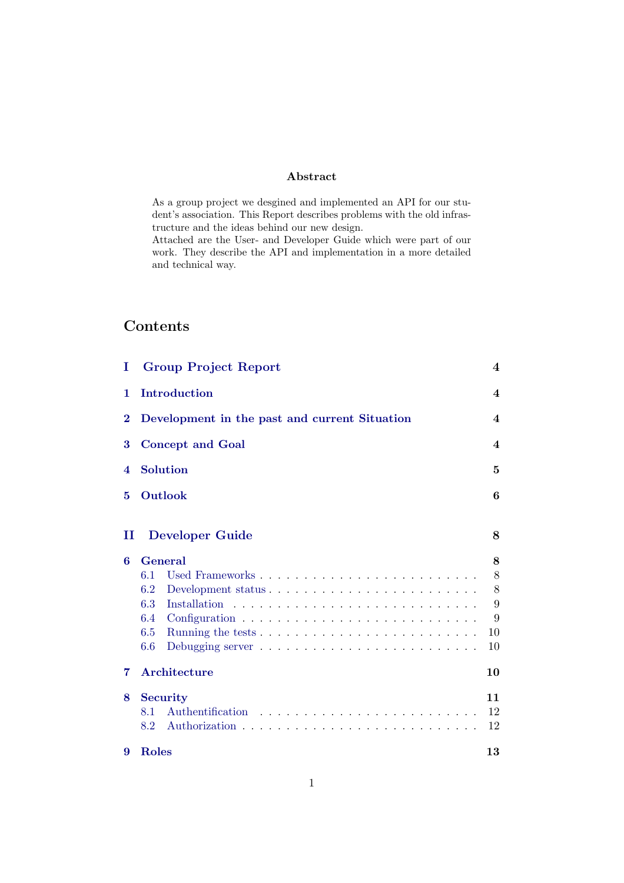### Abstract

As a group project we desgined and implemented an API for our student's association. This Report describes problems with the old infrastructure and the ideas behind our new design.
Attached are the User- and Developer Guide which were part of our work. They describe the API and implementation in a more detailed and technical way.

## Contents

**I Group Project Report** — 4

**1 Introduction** — 4

**2 Development in the past and current Situation** — 4

**3 Concept and Goal** — 4

**4 Solution** — 5

**5 Outlook** — 6

**II Developer Guide** — 8

**6 General** — 8
- 6.1 Used Frameworks — 8
- 6.2 Development status — 8
- 6.3 Installation — 9
- 6.4 Configuration — 9
- 6.5 Running the tests — 10
- 6.6 Debugging server — 10

**7 Architecture** — 10

**8 Security** — 11
- 8.1 Authentification — 12
- 8.2 Authorization — 12

**9 Roles** — 13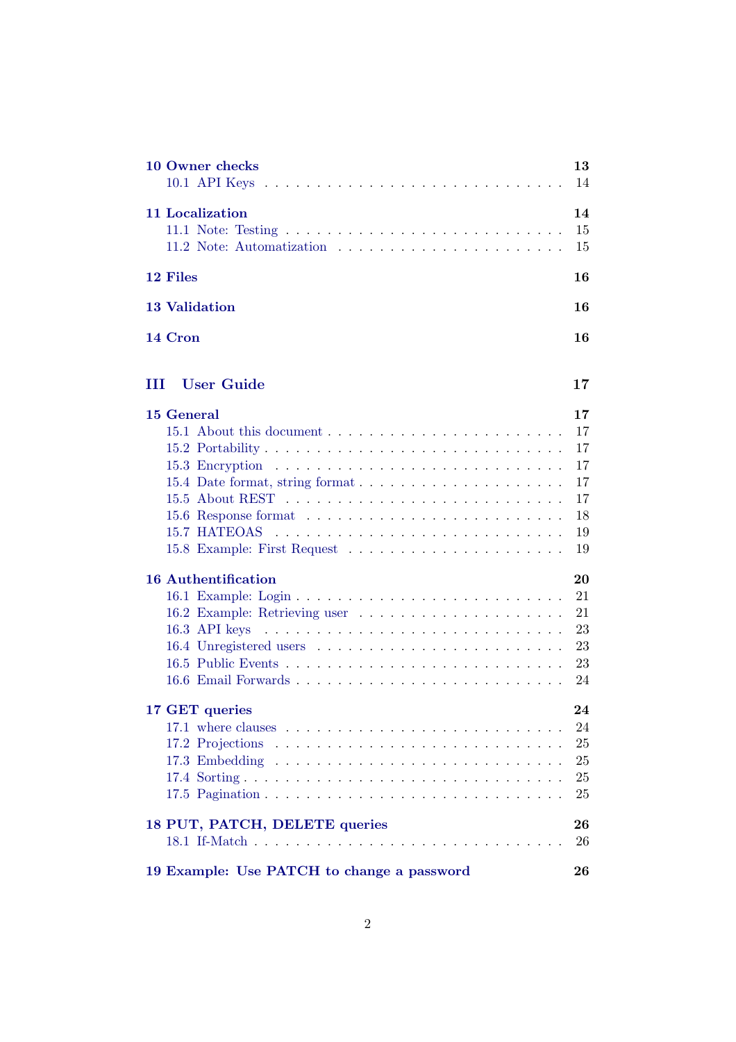**10 Owner checks** 13
- 10.1 API Keys . . . 14

**11 Localization** 14
- 11.1 Note: Testing . . . 15
- 11.2 Note: Automatization . . . 15

**12 Files** 16

**13 Validation** 16

**14 Cron** 16

**III User Guide** 17

**15 General** 17
- 15.1 About this document . . . 17
- 15.2 Portability . . . 17
- 15.3 Encryption . . . 17
- 15.4 Date format, string format . . . 17
- 15.5 About REST . . . 17
- 15.6 Response format . . . 18
- 15.7 HATEOAS . . . 19
- 15.8 Example: First Request . . . 19

**16 Authentification** 20
- 16.1 Example: Login . . . 21
- 16.2 Example: Retrieving user . . . 21
- 16.3 API keys . . . 23
- 16.4 Unregistered users . . . 23
- 16.5 Public Events . . . 23
- 16.6 Email Forwards . . . 24

**17 GET queries** 24
- 17.1 where clauses . . . 24
- 17.2 Projections . . . 25
- 17.3 Embedding . . . 25
- 17.4 Sorting . . . 25
- 17.5 Pagination . . . 25

**18 PUT, PATCH, DELETE queries** 26
- 18.1 If-Match . . . 26

**19 Example: Use PATCH to change a password** 26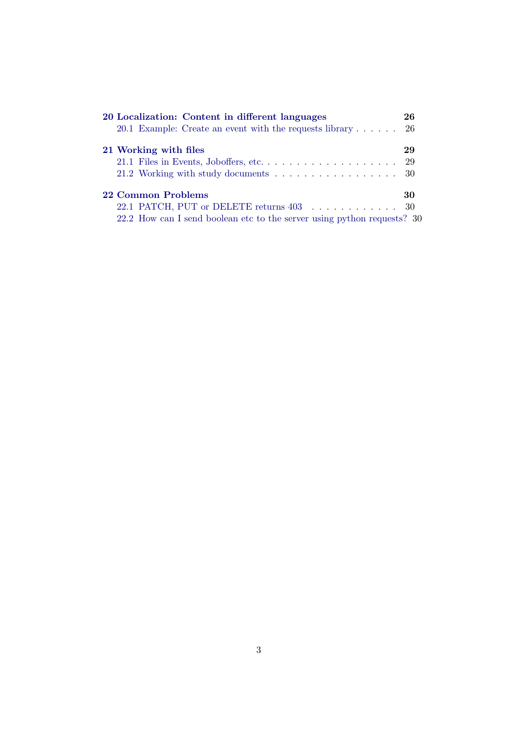**20 Localization: Content in different languages** **26**

20.1 Example: Create an event with the requests library . . . . . . 26

**21 Working with files** **29**

21.1 Files in Events, Joboffers, etc. . . . . . . . . . . . . . . . . . . . 29

21.2 Working with study documents . . . . . . . . . . . . . . . . . . 30

**22 Common Problems** **30**

22.1 PATCH, PUT or DELETE returns 403 . . . . . . . . . . . . 30

22.2 How can I send boolean etc to the server using python requests? 30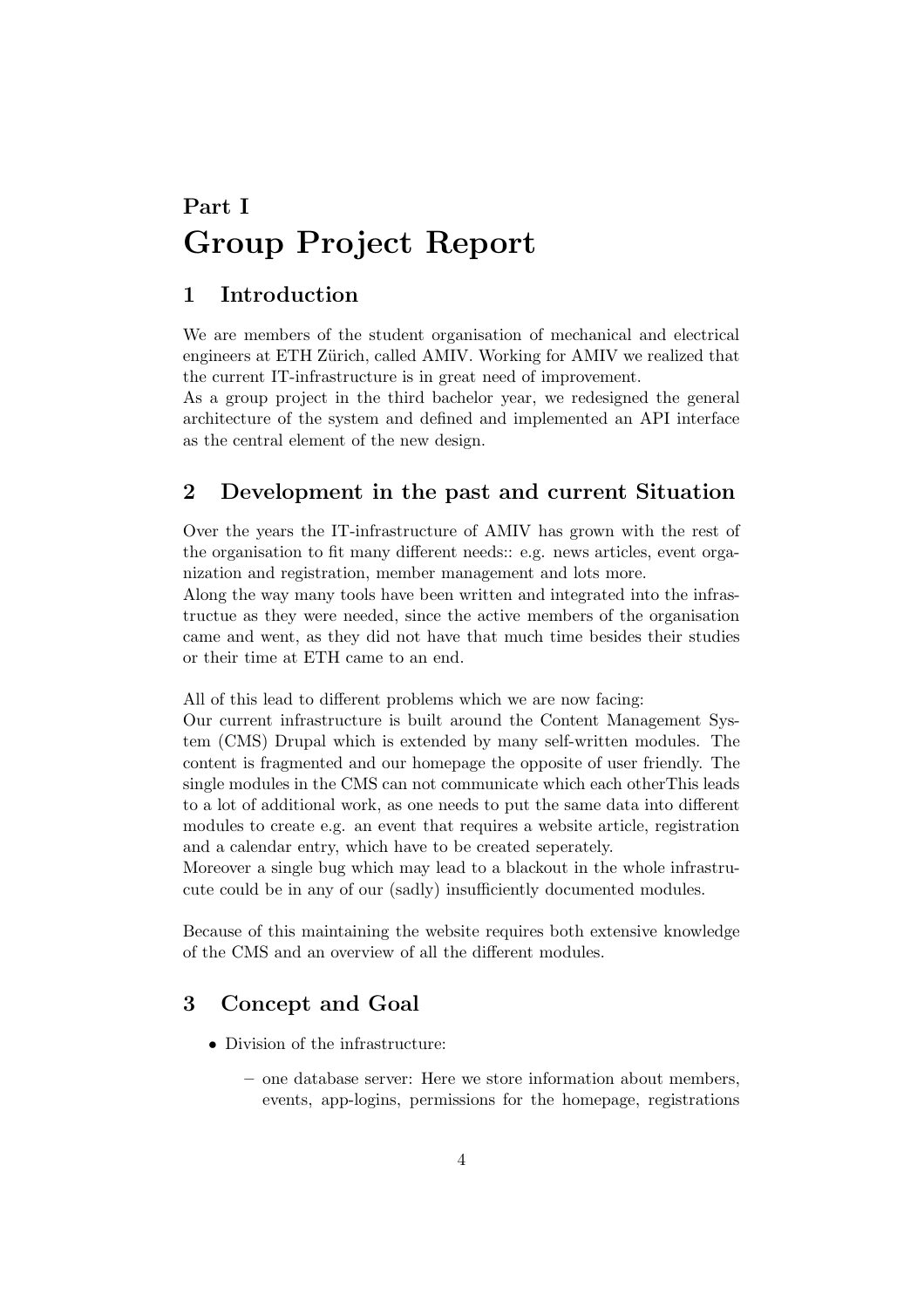# Part I
# Group Project Report

## 1 Introduction

We are members of the student organisation of mechanical and electrical engineers at ETH Zürich, called AMIV. Working for AMIV we realized that the current IT-infrastructure is in great need of improvement.
As a group project in the third bachelor year, we redesigned the general architecture of the system and defined and implemented an API interface as the central element of the new design.

## 2 Development in the past and current Situation

Over the years the IT-infrastructure of AMIV has grown with the rest of the organisation to fit many different needs:: e.g. news articles, event organization and registration, member management and lots more.
Along the way many tools have been written and integrated into the infrastructue as they were needed, since the active members of the organisation came and went, as they did not have that much time besides their studies or their time at ETH came to an end.

All of this lead to different problems which we are now facing:
Our current infrastructure is built around the Content Management System (CMS) Drupal which is extended by many self-written modules. The content is fragmented and our homepage the opposite of user friendly. The single modules in the CMS can not communicate which each otherThis leads to a lot of additional work, as one needs to put the same data into different modules to create e.g. an event that requires a website article, registration and a calendar entry, which have to be created seperately.
Moreover a single bug which may lead to a blackout in the whole infrastrucute could be in any of our (sadly) insufficiently documented modules.

Because of this maintaining the website requires both extensive knowledge of the CMS and an overview of all the different modules.

## 3 Concept and Goal

- Division of the infrastructure:
  - one database server: Here we store information about members, events, app-logins, permissions for the homepage, registrations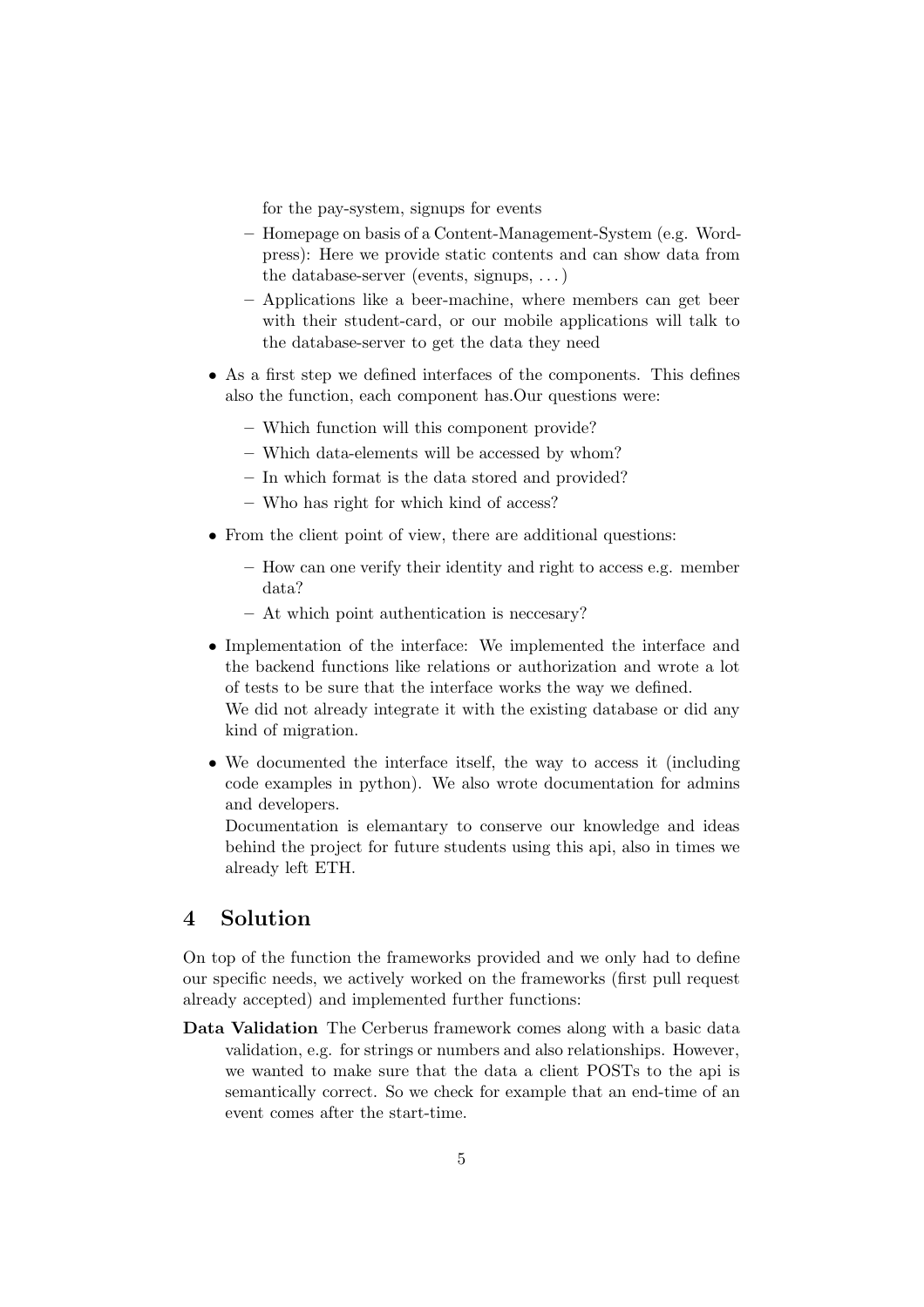for the pay-system, signups for events

- Homepage on basis of a Content-Management-System (e.g. Wordpress): Here we provide static contents and can show data from the database-server (events, signups, . . . )
- Applications like a beer-machine, where members can get beer with their student-card, or our mobile applications will talk to the database-server to get the data they need

- As a first step we defined interfaces of the components. This defines also the function, each component has.Our questions were:
  - Which function will this component provide?
  - Which data-elements will be accessed by whom?
  - In which format is the data stored and provided?
  - Who has right for which kind of access?
- From the client point of view, there are additional questions:
  - How can one verify their identity and right to access e.g. member data?
  - At which point authentication is neccesary?
- Implementation of the interface: We implemented the interface and the backend functions like relations or authorization and wrote a lot of tests to be sure that the interface works the way we defined.
  We did not already integrate it with the existing database or did any kind of migration.
- We documented the interface itself, the way to access it (including code examples in python). We also wrote documentation for admins and developers.
  Documentation is elemantary to conserve our knowledge and ideas behind the project for future students using this api, also in times we already left ETH.

## 4 Solution

On top of the function the frameworks provided and we only had to define our specific needs, we actively worked on the frameworks (first pull request already accepted) and implemented further functions:

**Data Validation** The Cerberus framework comes along with a basic data validation, e.g. for strings or numbers and also relationships. However, we wanted to make sure that the data a client POSTs to the api is semantically correct. So we check for example that an end-time of an event comes after the start-time.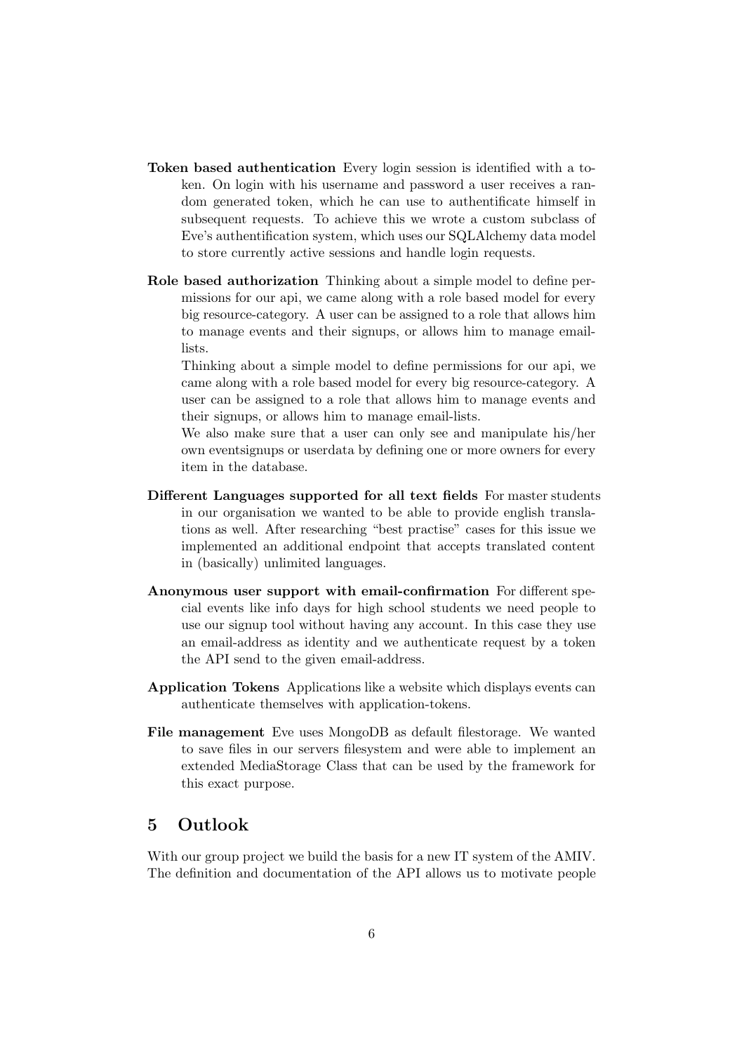**Token based authentication** Every login session is identified with a token. On login with his username and password a user receives a random generated token, which he can use to authentificate himself in subsequent requests. To achieve this we wrote a custom subclass of Eve's authentification system, which uses our SQLAlchemy data model to store currently active sessions and handle login requests.

**Role based authorization** Thinking about a simple model to define permissions for our api, we came along with a role based model for every big resource-category. A user can be assigned to a role that allows him to manage events and their signups, or allows him to manage email-lists.

Thinking about a simple model to define permissions for our api, we came along with a role based model for every big resource-category. A user can be assigned to a role that allows him to manage events and their signups, or allows him to manage email-lists.

We also make sure that a user can only see and manipulate his/her own eventsignups or userdata by defining one or more owners for every item in the database.

**Different Languages supported for all text fields** For master students in our organisation we wanted to be able to provide english translations as well. After researching "best practise" cases for this issue we implemented an additional endpoint that accepts translated content in (basically) unlimited languages.

**Anonymous user support with email-confirmation** For different special events like info days for high school students we need people to use our signup tool without having any account. In this case they use an email-address as identity and we authenticate request by a token the API send to the given email-address.

**Application Tokens** Applications like a website which displays events can authenticate themselves with application-tokens.

**File management** Eve uses MongoDB as default filestorage. We wanted to save files in our servers filesystem and were able to implement an extended MediaStorage Class that can be used by the framework for this exact purpose.

## 5 Outlook

With our group project we build the basis for a new IT system of the AMIV. The definition and documentation of the API allows us to motivate people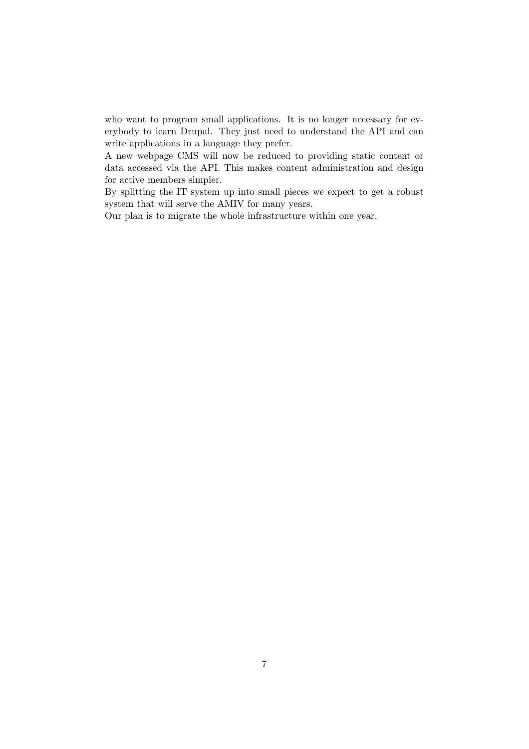who want to program small applications. It is no longer necessary for everybody to learn Drupal. They just need to understand the API and can write applications in a language they prefer.

A new webpage CMS will now be reduced to providing static content or data accessed via the API. This makes content administration and design for active members simpler.

By splitting the IT system up into small pieces we expect to get a robust system that will serve the AMIV for many years.

Our plan is to migrate the whole infrastructure within one year.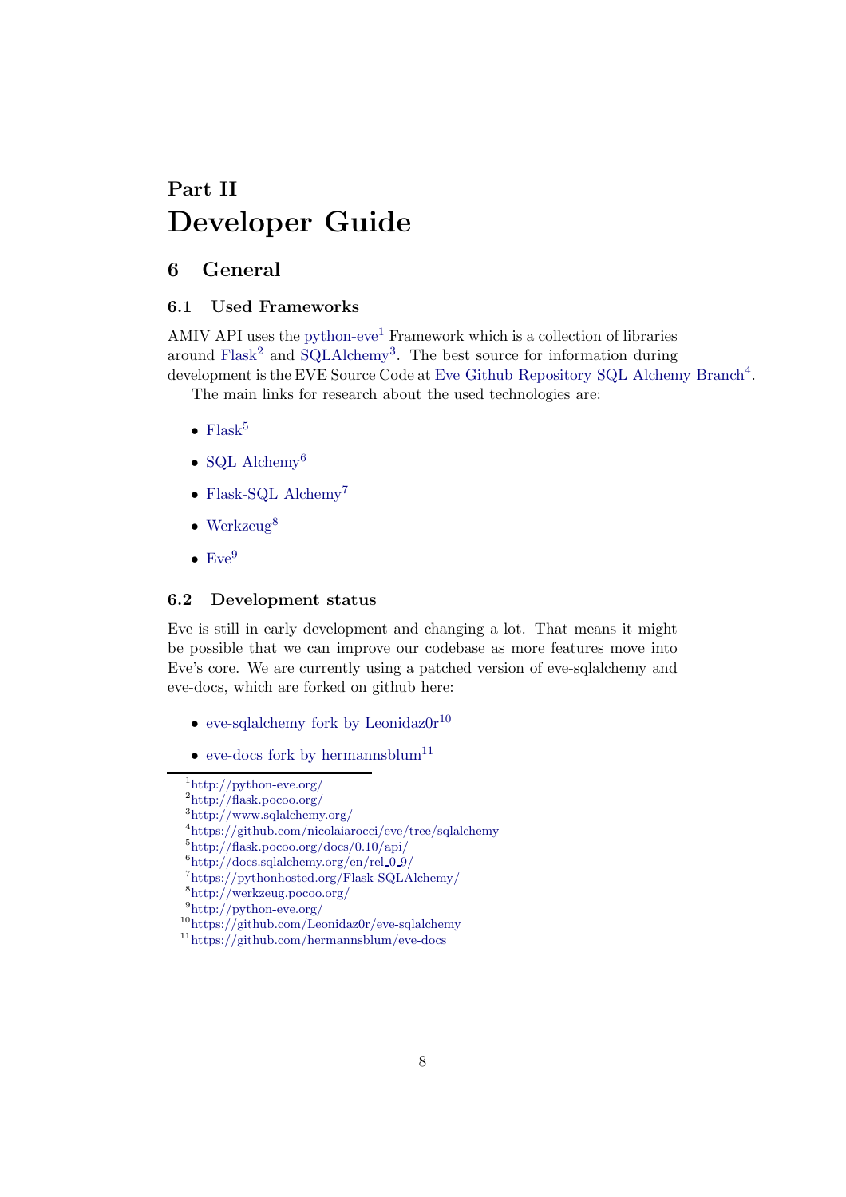# Part II
# Developer Guide

## 6 General

### 6.1 Used Frameworks

AMIV API uses the python-eve[1] Framework which is a collection of libraries around Flask[2] and SQLAlchemy[3]. The best source for information during development is the EVE Source Code at Eve Github Repository SQL Alchemy Branch[4].

The main links for research about the used technologies are:

- Flask[5]
- SQL Alchemy[6]
- Flask-SQL Alchemy[7]
- Werkzeug[8]
- Eve[9]

### 6.2 Development status

Eve is still in early development and changing a lot. That means it might be possible that we can improve our codebase as more features move into Eve's core. We are currently using a patched version of eve-sqlalchemy and eve-docs, which are forked on github here:

- eve-sqlalchemy fork by Leonidaz0r[10]
- eve-docs fork by hermannsblum[11]

---

[1] http://python-eve.org/
[2] http://flask.pocoo.org/
[3] http://www.sqlalchemy.org/
[4] https://github.com/nicolaiarocci/eve/tree/sqlalchemy
[5] http://flask.pocoo.org/docs/0.10/api/
[6] http://docs.sqlalchemy.org/en/rel_0_9/
[7] https://pythonhosted.org/Flask-SQLAlchemy/
[8] http://werkzeug.pocoo.org/
[9] http://python-eve.org/
[10] https://github.com/Leonidaz0r/eve-sqlalchemy
[11] https://github.com/hermannsblum/eve-docs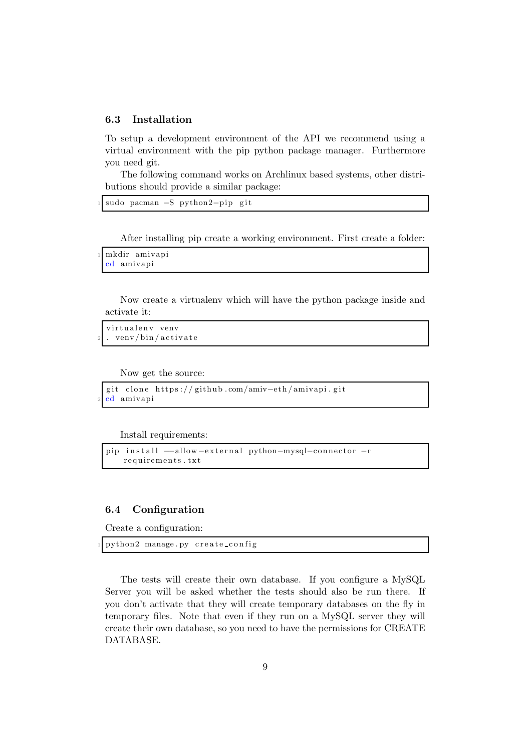### 6.3 Installation

To setup a development environment of the API we recommend using a virtual environment with the pip python package manager. Furthermore you need git.

The following command works on Archlinux based systems, other distributions should provide a similar package:

```
sudo pacman -S python2-pip git
```

After installing pip create a working environment. First create a folder:

```
mkdir amivapi
cd amivapi
```

Now create a virtualenv which will have the python package inside and activate it:

```
virtualenv venv
. venv/bin/activate
```

Now get the source:

```
git clone https://github.com/amiv-eth/amivapi.git
cd amivapi
```

Install requirements:

```
pip install --allow-external python-mysql-connector -r
    requirements.txt
```

### 6.4 Configuration

Create a configuration:

```
python2 manage.py create_config
```

The tests will create their own database. If you configure a MySQL Server you will be asked whether the tests should also be run there. If you don't activate that they will create temporary databases on the fly in temporary files. Note that even if they run on a MySQL server they will create their own database, so you need to have the permissions for CREATE DATABASE.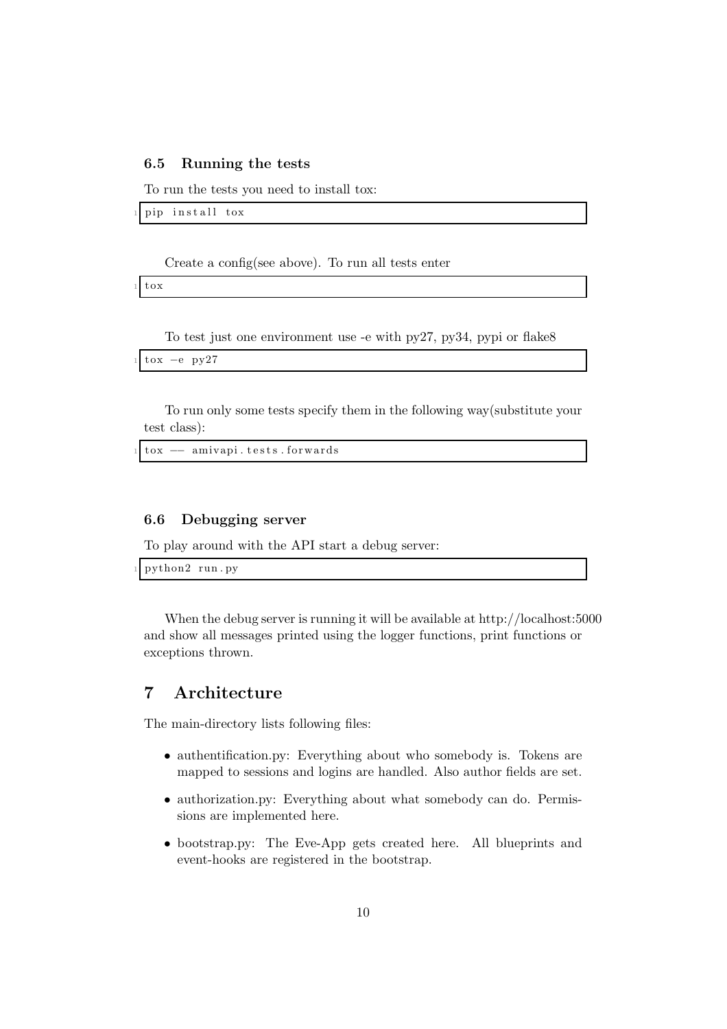### 6.5 Running the tests

To run the tests you need to install tox:

```
pip install tox
```

Create a config(see above). To run all tests enter

```
tox
```

To test just one environment use -e with py27, py34, pypi or flake8

```
tox -e py27
```

To run only some tests specify them in the following way(substitute your test class):

```
tox -- amivapi.tests.forwards
```

### 6.6 Debugging server

To play around with the API start a debug server:

```
python2 run.py
```

When the debug server is running it will be available at http://localhost:5000 and show all messages printed using the logger functions, print functions or exceptions thrown.

## 7 Architecture

The main-directory lists following files:

- authentification.py: Everything about who somebody is. Tokens are mapped to sessions and logins are handled. Also author fields are set.
- authorization.py: Everything about what somebody can do. Permissions are implemented here.
- bootstrap.py: The Eve-App gets created here. All blueprints and event-hooks are registered in the bootstrap.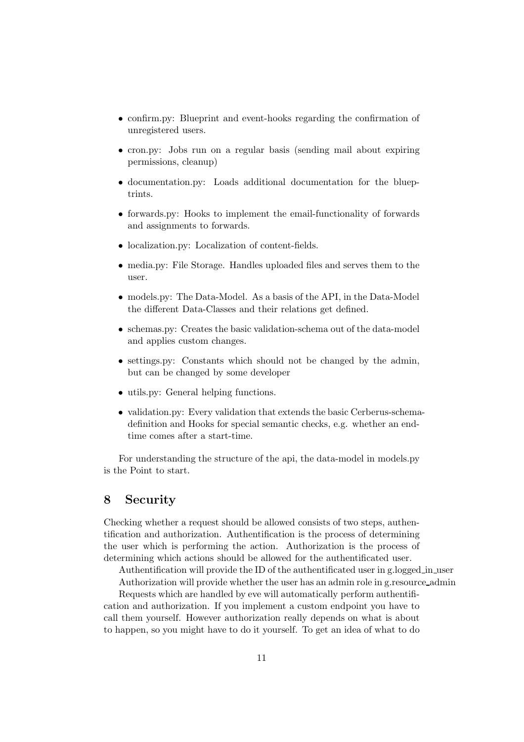- confirm.py: Blueprint and event-hooks regarding the confirmation of unregistered users.
- cron.py: Jobs run on a regular basis (sending mail about expiring permissions, cleanup)
- documentation.py: Loads additional documentation for the blueptrints.
- forwards.py: Hooks to implement the email-functionality of forwards and assignments to forwards.
- localization.py: Localization of content-fields.
- media.py: File Storage. Handles uploaded files and serves them to the user.
- models.py: The Data-Model. As a basis of the API, in the Data-Model the different Data-Classes and their relations get defined.
- schemas.py: Creates the basic validation-schema out of the data-model and applies custom changes.
- settings.py: Constants which should not be changed by the admin, but can be changed by some developer
- utils.py: General helping functions.
- validation.py: Every validation that extends the basic Cerberus-schema-definition and Hooks for special semantic checks, e.g. whether an end-time comes after a start-time.

For understanding the structure of the api, the data-model in models.py is the Point to start.

## 8 Security

Checking whether a request should be allowed consists of two steps, authentification and authorization. Authentification is the process of determining the user which is performing the action. Authorization is the process of determining which actions should be allowed for the authentificated user.

Authentification will provide the ID of the authentificated user in g.logged_in_user

Authorization will provide whether the user has an admin role in g.resource_admin

Requests which are handled by eve will automatically perform authentification and authorization. If you implement a custom endpoint you have to call them yourself. However authorization really depends on what is about to happen, so you might have to do it yourself. To get an idea of what to do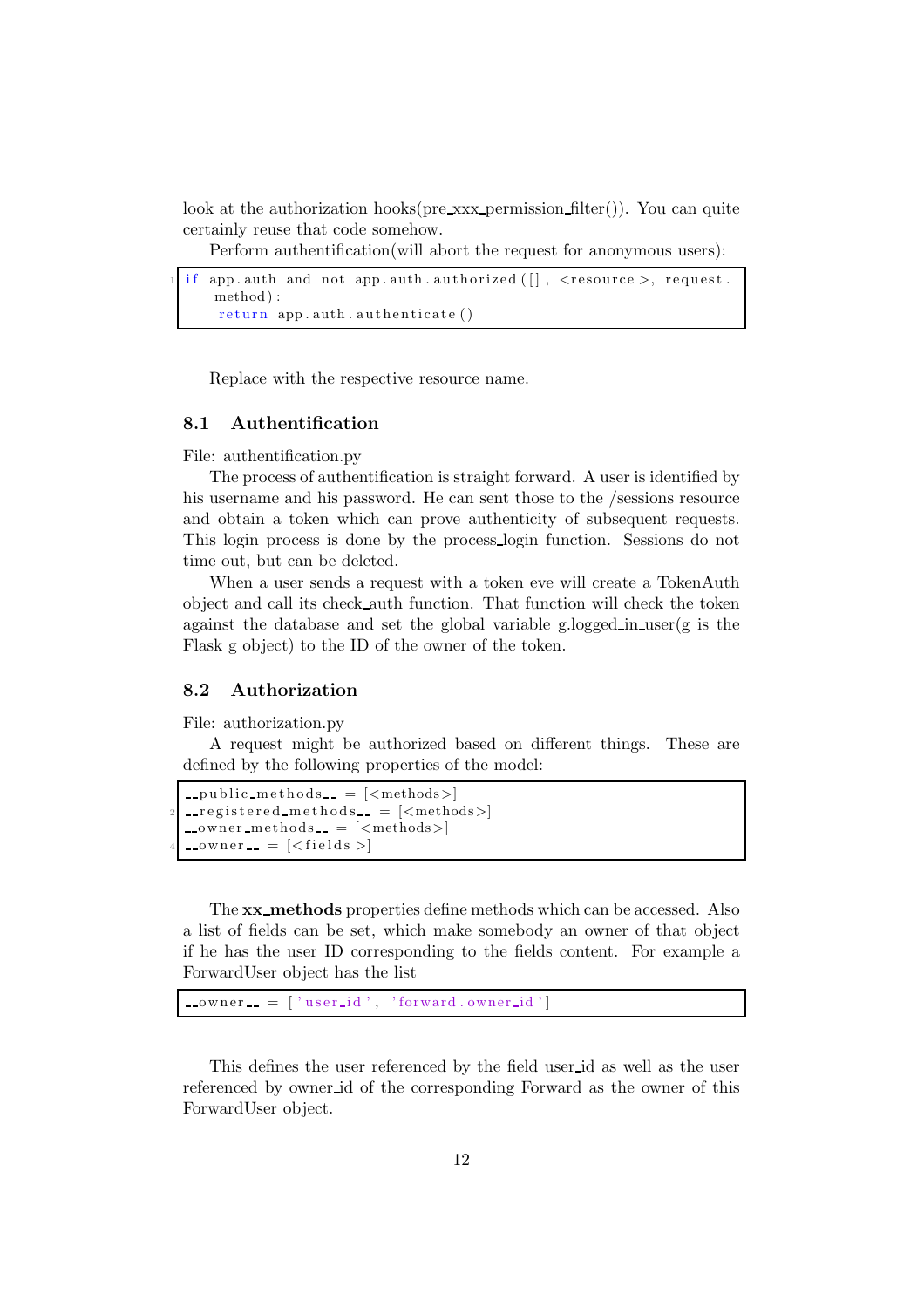look at the authorization hooks(pre_xxx_permission_filter()). You can quite certainly reuse that code somehow.

Perform authentification(will abort the request for anonymous users):

```
if app.auth and not app.auth.authorized([], <resource>, request.method):
    return app.auth.authenticate()
```

Replace with the respective resource name.

### 8.1 Authentification

File: authentification.py

The process of authentification is straight forward. A user is identified by his username and his password. He can sent those to the /sessions resource and obtain a token which can prove authenticity of subsequent requests. This login process is done by the process_login function. Sessions do not time out, but can be deleted.

When a user sends a request with a token eve will create a TokenAuth object and call its check_auth function. That function will check the token against the database and set the global variable g.logged_in_user(g is the Flask g object) to the ID of the owner of the token.

### 8.2 Authorization

File: authorization.py

A request might be authorized based on different things. These are defined by the following properties of the model:

```
__public_methods__ = [<methods>]
__registered_methods__ = [<methods>]
__owner_methods__ = [<methods>]
__owner__ = [<fields>]
```

The **xx_methods** properties define methods which can be accessed. Also a list of fields can be set, which make somebody an owner of that object if he has the user ID corresponding to the fields content. For example a ForwardUser object has the list

```
__owner__ = ['user_id', 'forward.owner_id']
```

This defines the user referenced by the field user_id as well as the user referenced by owner_id of the corresponding Forward as the owner of this ForwardUser object.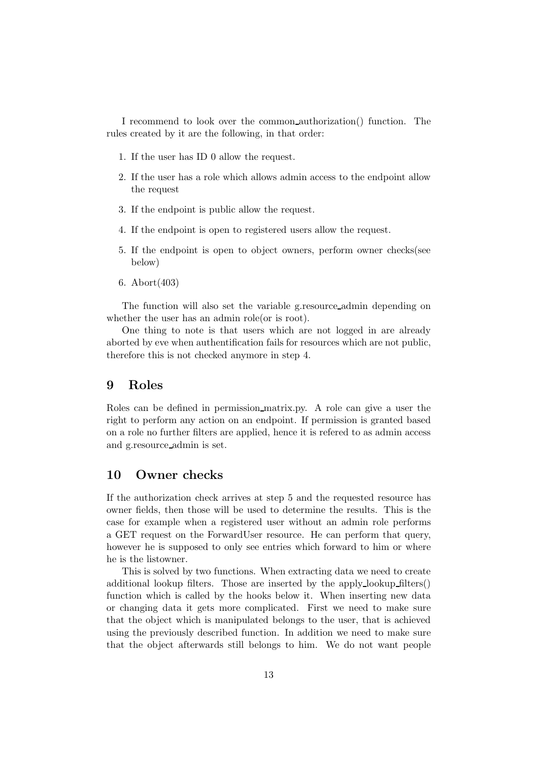I recommend to look over the common_authorization() function. The rules created by it are the following, in that order:

1. If the user has ID 0 allow the request.
2. If the user has a role which allows admin access to the endpoint allow the request
3. If the endpoint is public allow the request.
4. If the endpoint is open to registered users allow the request.
5. If the endpoint is open to object owners, perform owner checks(see below)
6. Abort(403)

The function will also set the variable g.resource_admin depending on whether the user has an admin role(or is root).

One thing to note is that users which are not logged in are already aborted by eve when authentification fails for resources which are not public, therefore this is not checked anymore in step 4.

## 9 Roles

Roles can be defined in permission_matrix.py. A role can give a user the right to perform any action on an endpoint. If permission is granted based on a role no further filters are applied, hence it is refered to as admin access and g.resource_admin is set.

## 10 Owner checks

If the authorization check arrives at step 5 and the requested resource has owner fields, then those will be used to determine the results. This is the case for example when a registered user without an admin role performs a GET request on the ForwardUser resource. He can perform that query, however he is supposed to only see entries which forward to him or where he is the listowner.

This is solved by two functions. When extracting data we need to create additional lookup filters. Those are inserted by the apply_lookup_filters() function which is called by the hooks below it. When inserting new data or changing data it gets more complicated. First we need to make sure that the object which is manipulated belongs to the user, that is achieved using the previously described function. In addition we need to make sure that the object afterwards still belongs to him. We do not want people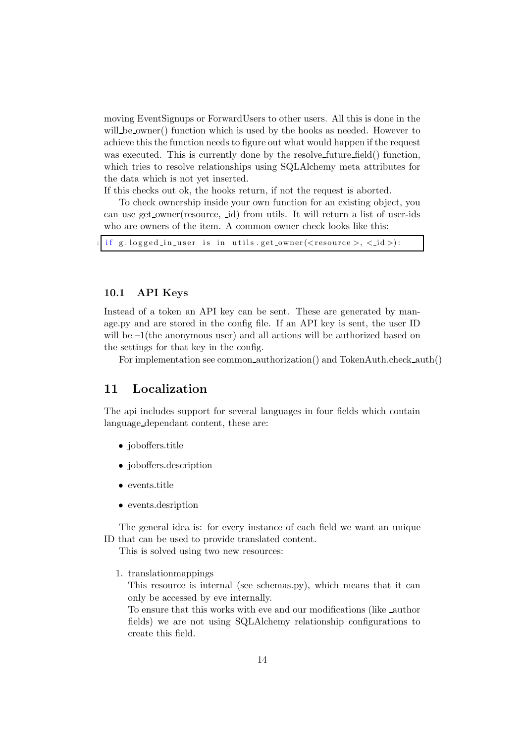moving EventSignups or ForwardUsers to other users. All this is done in the will_be_owner() function which is used by the hooks as needed. However to achieve this the function needs to figure out what would happen if the request was executed. This is currently done by the resolve_future_field() function, which tries to resolve relationships using SQLAlchemy meta attributes for the data which is not yet inserted.
If this checks out ok, the hooks return, if not the request is aborted.

To check ownership inside your own function for an existing object, you can use get_owner(resource, _id) from utils. It will return a list of user-ids who are owners of the item. A common owner check looks like this:

```
if g.logged_in_user is in utils.get_owner(<resource>, <_id>):
```

### 10.1 API Keys

Instead of a token an API key can be sent. These are generated by manage.py and are stored in the config file. If an API key is sent, the user ID will be –1(the anonymous user) and all actions will be authorized based on the settings for that key in the config.

For implementation see common_authorization() and TokenAuth.check_auth()

## 11 Localization

The api includes support for several languages in four fields which contain language_dependant content, these are:

- joboffers.title
- joboffers.description
- events.title
- events.desription

The general idea is: for every instance of each field we want an unique ID that can be used to provide translated content.

This is solved using two new resources:

1. translationmappings
   This resource is internal (see schemas.py), which means that it can only be accessed by eve internally.
   To ensure that this works with eve and our modifications (like _author fields) we are not using SQLAlchemy relationship configurations to create this field.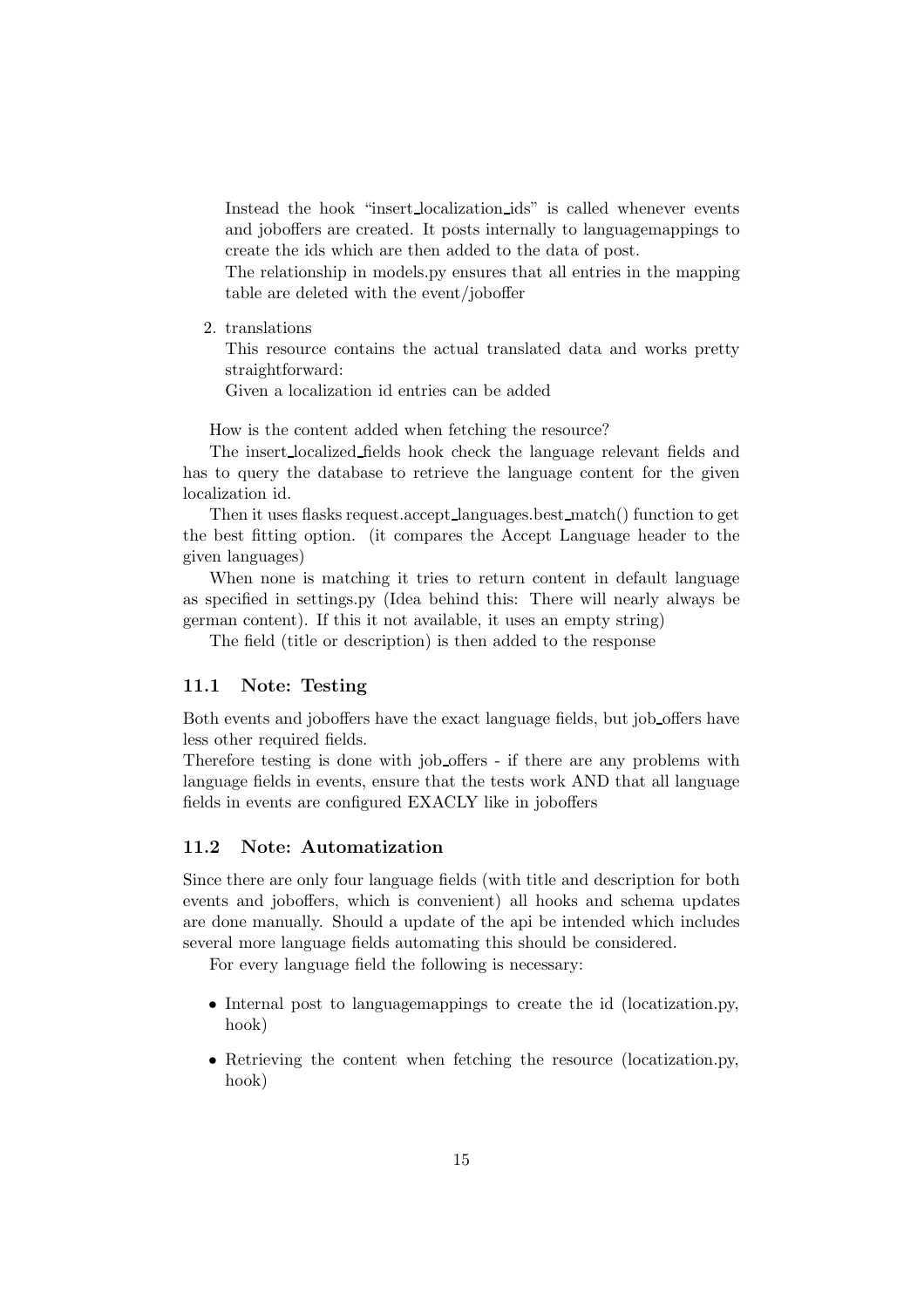Instead the hook "insert_localization_ids" is called whenever events and joboffers are created. It posts internally to languagemappings to create the ids which are then added to the data of post.
The relationship in models.py ensures that all entries in the mapping table are deleted with the event/joboffer

2. translations
   This resource contains the actual translated data and works pretty straightforward:
   Given a localization id entries can be added

How is the content added when fetching the resource?

The insert_localized_fields hook check the language relevant fields and has to query the database to retrieve the language content for the given localization id.

Then it uses flasks request.accept_languages.best_match() function to get the best fitting option. (it compares the Accept Language header to the given languages)

When none is matching it tries to return content in default language as specified in settings.py (Idea behind this: There will nearly always be german content). If this it not available, it uses an empty string)

The field (title or description) is then added to the response

### 11.1 Note: Testing

Both events and joboffers have the exact language fields, but job_offers have less other required fields.
Therefore testing is done with job_offers - if there are any problems with language fields in events, ensure that the tests work AND that all language fields in events are configured EXACLY like in joboffers

### 11.2 Note: Automatization

Since there are only four language fields (with title and description for both events and joboffers, which is convenient) all hooks and schema updates are done manually. Should a update of the api be intended which includes several more language fields automating this should be considered.

For every language field the following is necessary:

- Internal post to languagemappings to create the id (locatization.py, hook)
- Retrieving the content when fetching the resource (locatization.py, hook)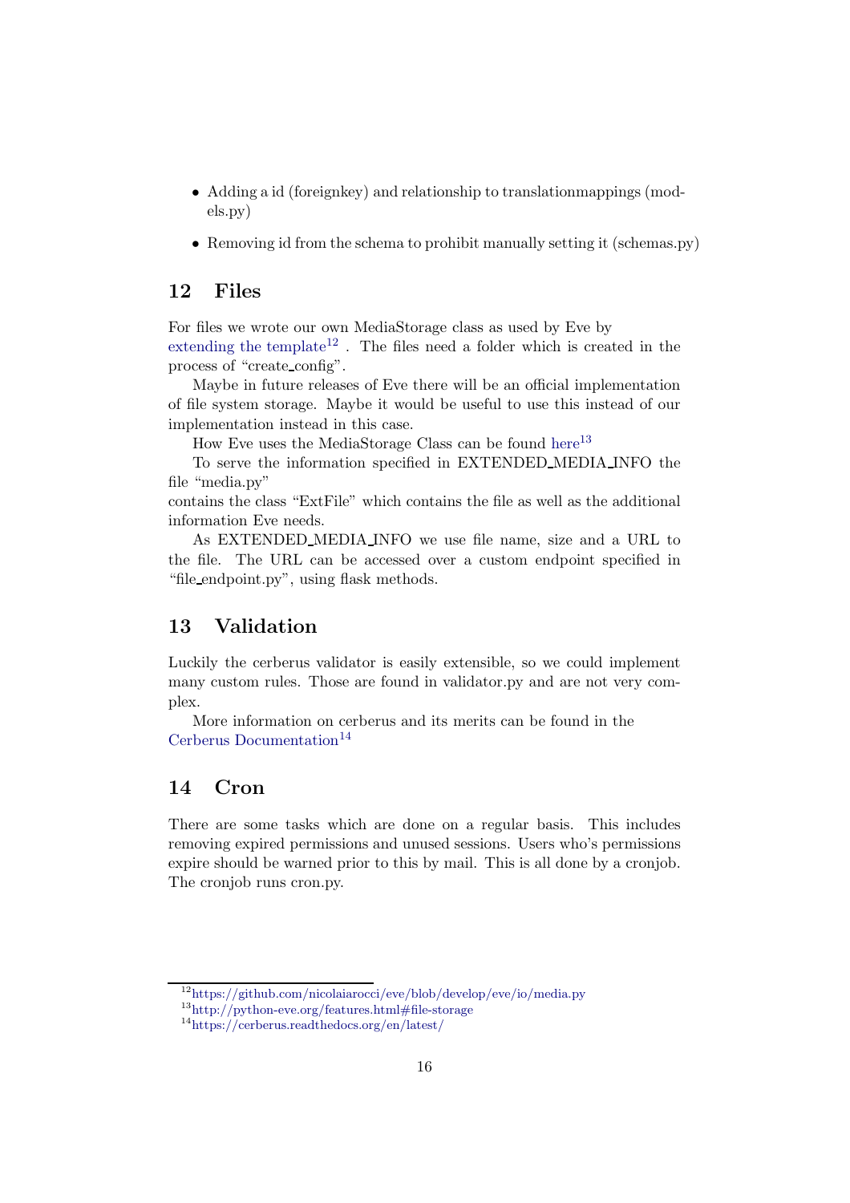- Adding a id (foreignkey) and relationship to translationmappings (models.py)
- Removing id from the schema to prohibit manually setting it (schemas.py)

## 12 Files

For files we wrote our own MediaStorage class as used by Eve by extending the template[12] . The files need a folder which is created in the process of "create_config".

Maybe in future releases of Eve there will be an official implementation of file system storage. Maybe it would be useful to use this instead of our implementation instead in this case.

How Eve uses the MediaStorage Class can be found here[13]

To serve the information specified in EXTENDED_MEDIA_INFO the file "media.py"
contains the class "ExtFile" which contains the file as well as the additional information Eve needs.

As EXTENDED_MEDIA_INFO we use file name, size and a URL to the file. The URL can be accessed over a custom endpoint specified in "file_endpoint.py", using flask methods.

## 13 Validation

Luckily the cerberus validator is easily extensible, so we could implement many custom rules. Those are found in validator.py and are not very complex.

More information on cerberus and its merits can be found in the Cerberus Documentation[14]

## 14 Cron

There are some tasks which are done on a regular basis. This includes removing expired permissions and unused sessions. Users who's permissions expire should be warned prior to this by mail. This is all done by a cronjob. The cronjob runs cron.py.

---

[12] https://github.com/nicolaiarocci/eve/blob/develop/eve/io/media.py
[13] http://python-eve.org/features.html#file-storage
[14] https://cerberus.readthedocs.org/en/latest/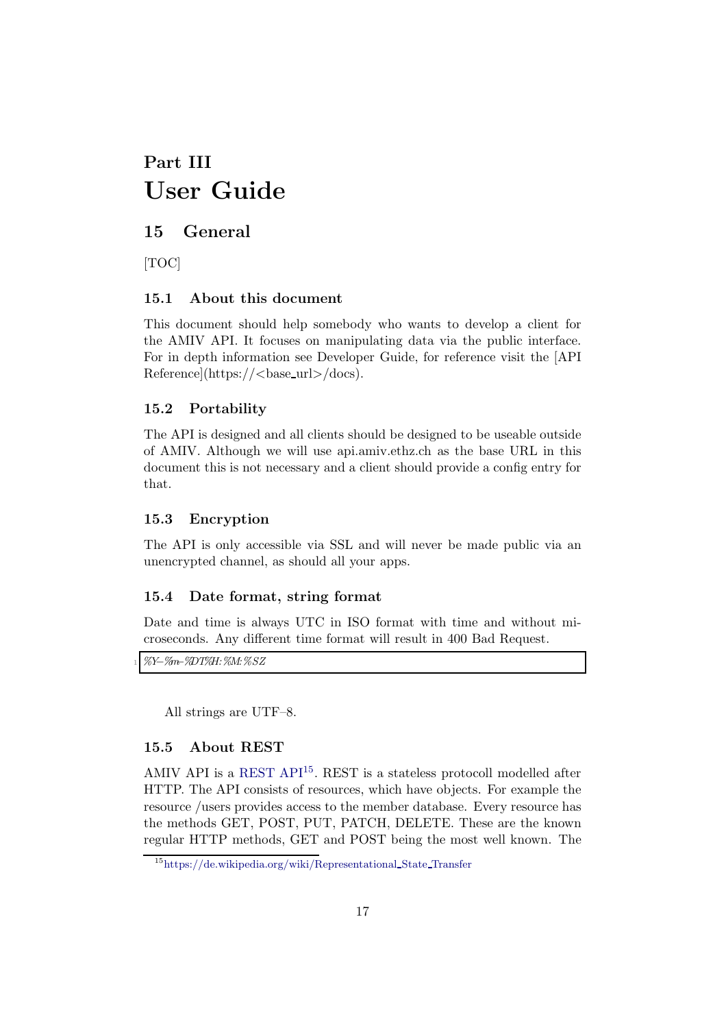# Part III
# User Guide

## 15 General

[TOC]

### 15.1 About this document

This document should help somebody who wants to develop a client for the AMIV API. It focuses on manipulating data via the public interface. For in depth information see Developer Guide, for reference visit the [API Reference](https://<base_url>/docs).

### 15.2 Portability

The API is designed and all clients should be designed to be useable outside of AMIV. Although we will use api.amiv.ethz.ch as the base URL in this document this is not necessary and a client should provide a config entry for that.

### 15.3 Encryption

The API is only accessible via SSL and will never be made public via an unencrypted channel, as should all your apps.

### 15.4 Date format, string format

Date and time is always UTC in ISO format with time and without microseconds. Any different time format will result in 400 Bad Request.

```
%Y-%m-%DT%H:%M:%SZ
```

All strings are UTF-8.

### 15.5 About REST

AMIV API is a REST API[15]. REST is a stateless protocoll modelled after HTTP. The API consists of resources, which have objects. For example the resource /users provides access to the member database. Every resource has the methods GET, POST, PUT, PATCH, DELETE. These are the known regular HTTP methods, GET and POST being the most well known. The

[15] https://de.wikipedia.org/wiki/Representational_State_Transfer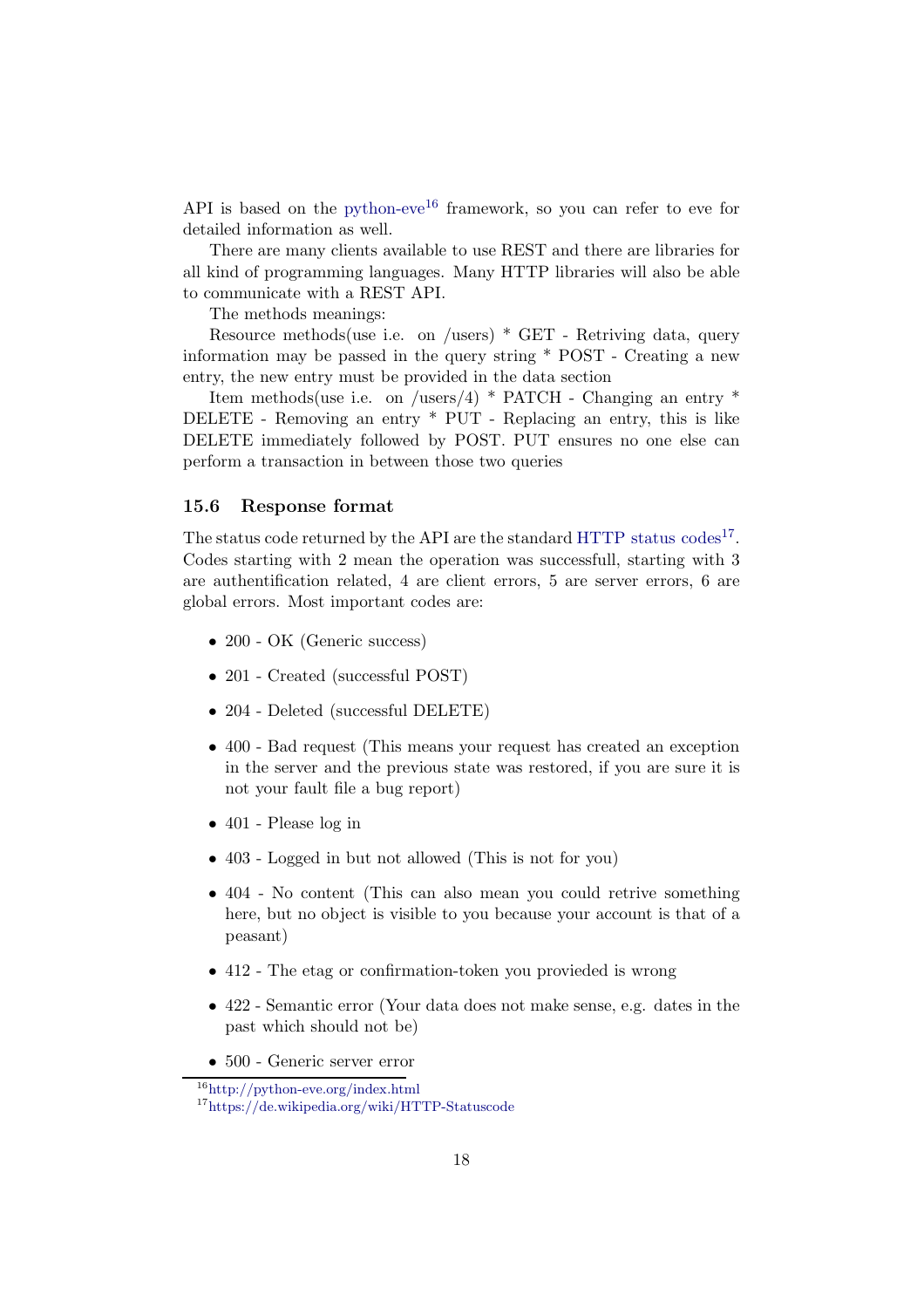API is based on the python-eve[16] framework, so you can refer to eve for detailed information as well.

There are many clients available to use REST and there are libraries for all kind of programming languages. Many HTTP libraries will also be able to communicate with a REST API.

The methods meanings:

Resource methods(use i.e. on /users) * GET - Retriving data, query information may be passed in the query string * POST - Creating a new entry, the new entry must be provided in the data section

Item methods(use i.e. on /users/4) * PATCH - Changing an entry * DELETE - Removing an entry * PUT - Replacing an entry, this is like DELETE immediately followed by POST. PUT ensures no one else can perform a transaction in between those two queries

### 15.6 Response format

The status code returned by the API are the standard HTTP status codes[17]. Codes starting with 2 mean the operation was successfull, starting with 3 are authentification related, 4 are client errors, 5 are server errors, 6 are global errors. Most important codes are:

- 200 - OK (Generic success)
- 201 - Created (successful POST)
- 204 - Deleted (successful DELETE)
- 400 - Bad request (This means your request has created an exception in the server and the previous state was restored, if you are sure it is not your fault file a bug report)
- 401 - Please log in
- 403 - Logged in but not allowed (This is not for you)
- 404 - No content (This can also mean you could retrive something here, but no object is visible to you because your account is that of a peasant)
- 412 - The etag or confirmation-token you provieded is wrong
- 422 - Semantic error (Your data does not make sense, e.g. dates in the past which should not be)
- 500 - Generic server error

[16] http://python-eve.org/index.html

[17] https://de.wikipedia.org/wiki/HTTP-Statuscode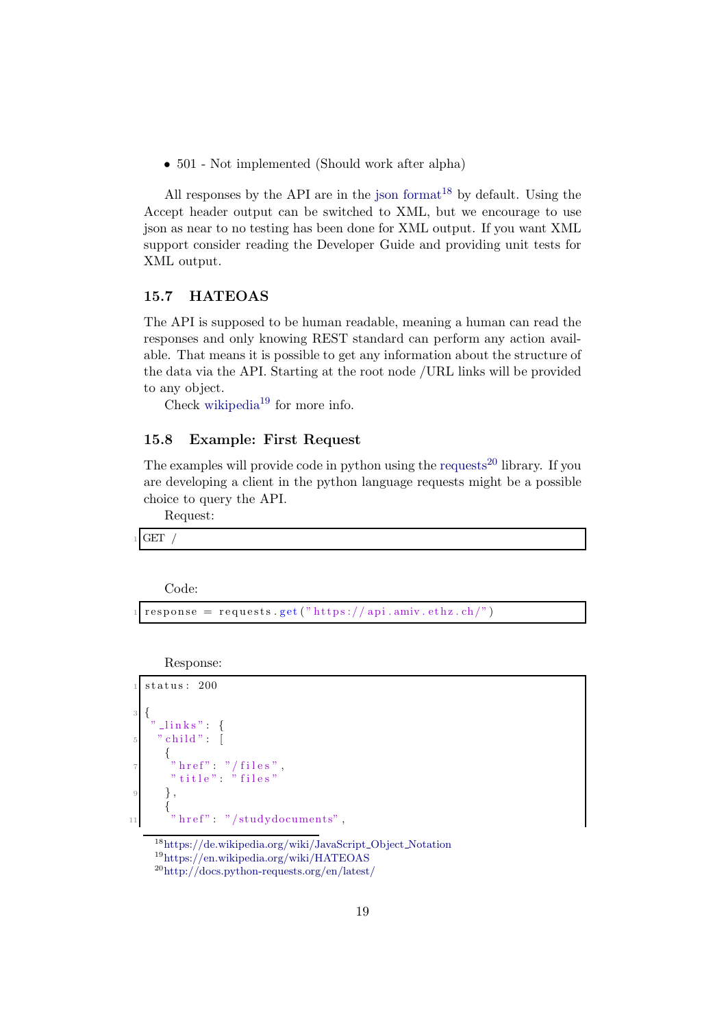- 501 - Not implemented (Should work after alpha)

All responses by the API are in the json format[18] by default. Using the Accept header output can be switched to XML, but we encourage to use json as near to no testing has been done for XML output. If you want XML support consider reading the Developer Guide and providing unit tests for XML output.

### 15.7 HATEOAS

The API is supposed to be human readable, meaning a human can read the responses and only knowing REST standard can perform any action available. That means it is possible to get any information about the structure of the data via the API. Starting at the root node /URL links will be provided to any object.

Check wikipedia[19] for more info.

### 15.8 Example: First Request

The examples will provide code in python using the requests[20] library. If you are developing a client in the python language requests might be a possible choice to query the API.

Request:

```
GET /
```

Code:

```
response = requests.get("https://api.amiv.ethz.ch/")
```

Response:

```
status: 200

{
 "_links": {
  "child": [
   {
    "href": "/files",
    "title": "files"
   },
   {
    "href": "/studydocuments",
```

[18] https://de.wikipedia.org/wiki/JavaScript_Object_Notation

[19] https://en.wikipedia.org/wiki/HATEOAS

[20] http://docs.python-requests.org/en/latest/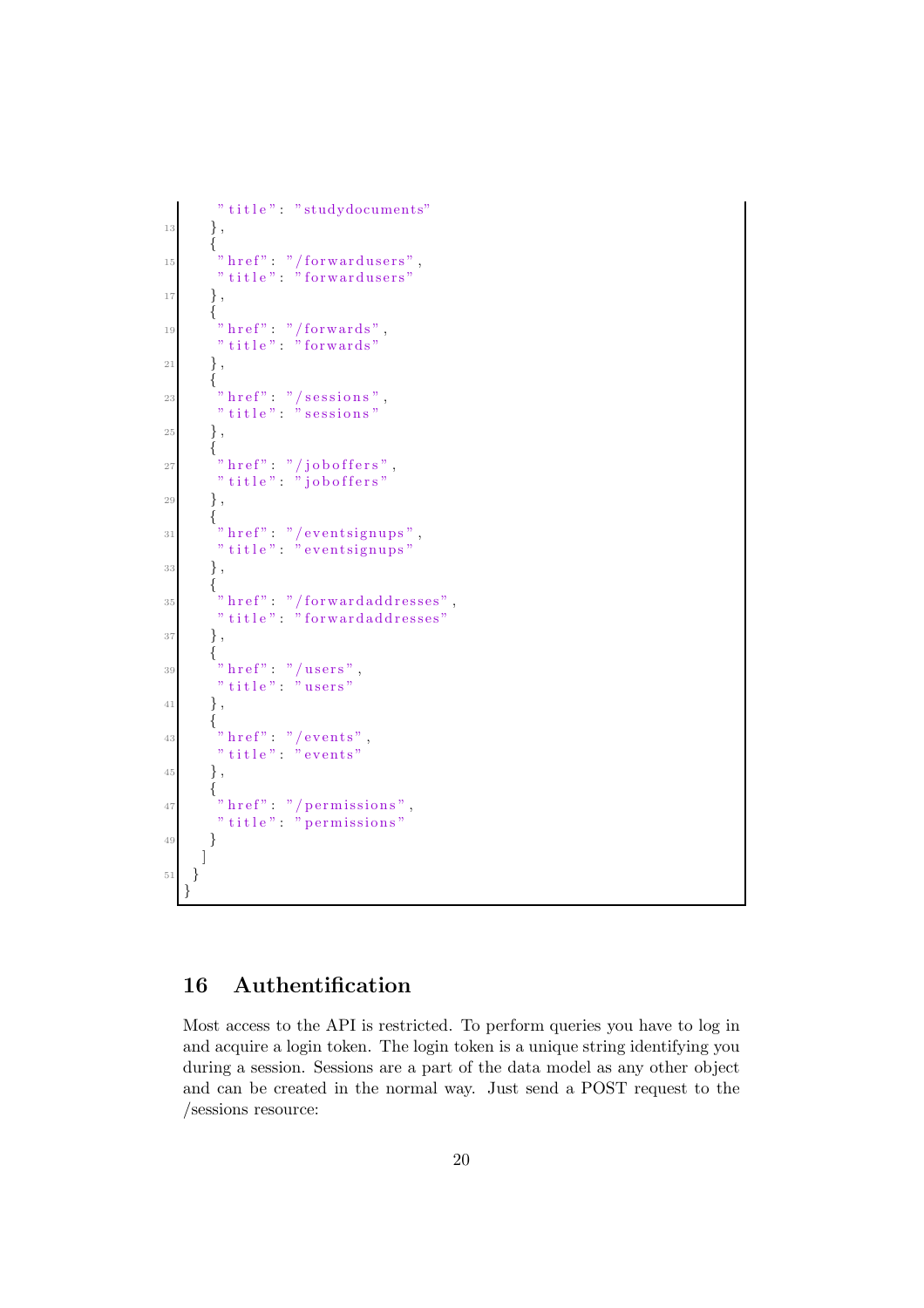```
      "title": "studydocuments"
    },
    {
      "href": "/forwardusers",
      "title": "forwardusers"
    },
    {
      "href": "/forwards",
      "title": "forwards"
    },
    {
      "href": "/sessions",
      "title": "sessions"
    },
    {
      "href": "/joboffers",
      "title": "joboffers"
    },
    {
      "href": "/eventsignups",
      "title": "eventsignups"
    },
    {
      "href": "/forwardaddresses",
      "title": "forwardaddresses"
    },
    {
      "href": "/users",
      "title": "users"
    },
    {
      "href": "/events",
      "title": "events"
    },
    {
      "href": "/permissions",
      "title": "permissions"
    }
  ]
 }
}
```

## 16 Authentification

Most access to the API is restricted. To perform queries you have to log in and acquire a login token. The login token is a unique string identifying you during a session. Sessions are a part of the data model as any other object and can be created in the normal way. Just send a POST request to the /sessions resource: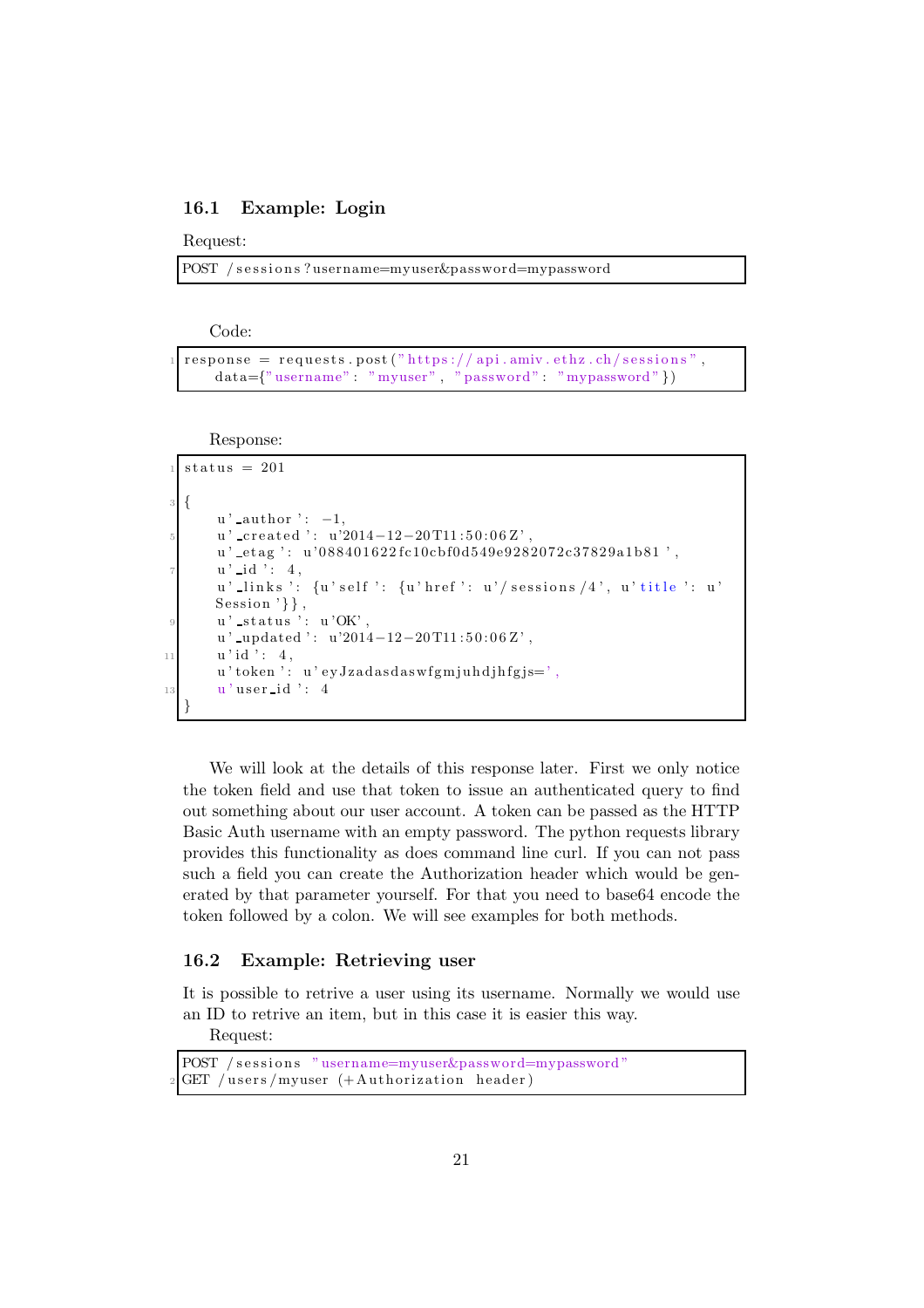### 16.1 Example: Login

Request:

```
POST /sessions?username=myuser&password=mypassword
```

Code:

```
response = requests.post("https://api.amiv.ethz.ch/sessions",
    data={"username": "myuser", "password": "mypassword"})
```

Response:

```
status = 201

{
    u'_author': -1,
    u'_created': u'2014-12-20T11:50:06Z',
    u'_etag': u'088401622fc10cbf0d549e9282072c37829a1b81',
    u'_id': 4,
    u'_links': {u'self': {u'href': u'/sessions/4', u'title': u'
    Session'}},
    u'_status': u'OK',
    u'_updated': u'2014-12-20T11:50:06Z',
    u'id': 4,
    u'token': u'eyJzadasdaswfgmjuhdjhfgjs=',
    u'user_id': 4
}
```

We will look at the details of this response later. First we only notice the token field and use that token to issue an authenticated query to find out something about our user account. A token can be passed as the HTTP Basic Auth username with an empty password. The python requests library provides this functionality as does command line curl. If you can not pass such a field you can create the Authorization header which would be generated by that parameter yourself. For that you need to base64 encode the token followed by a colon. We will see examples for both methods.

### 16.2 Example: Retrieving user

It is possible to retrive a user using its username. Normally we would use an ID to retrive an item, but in this case it is easier this way.

Request:

```
POST /sessions "username=myuser&password=mypassword"
GET /users/myuser (+Authorization header)
```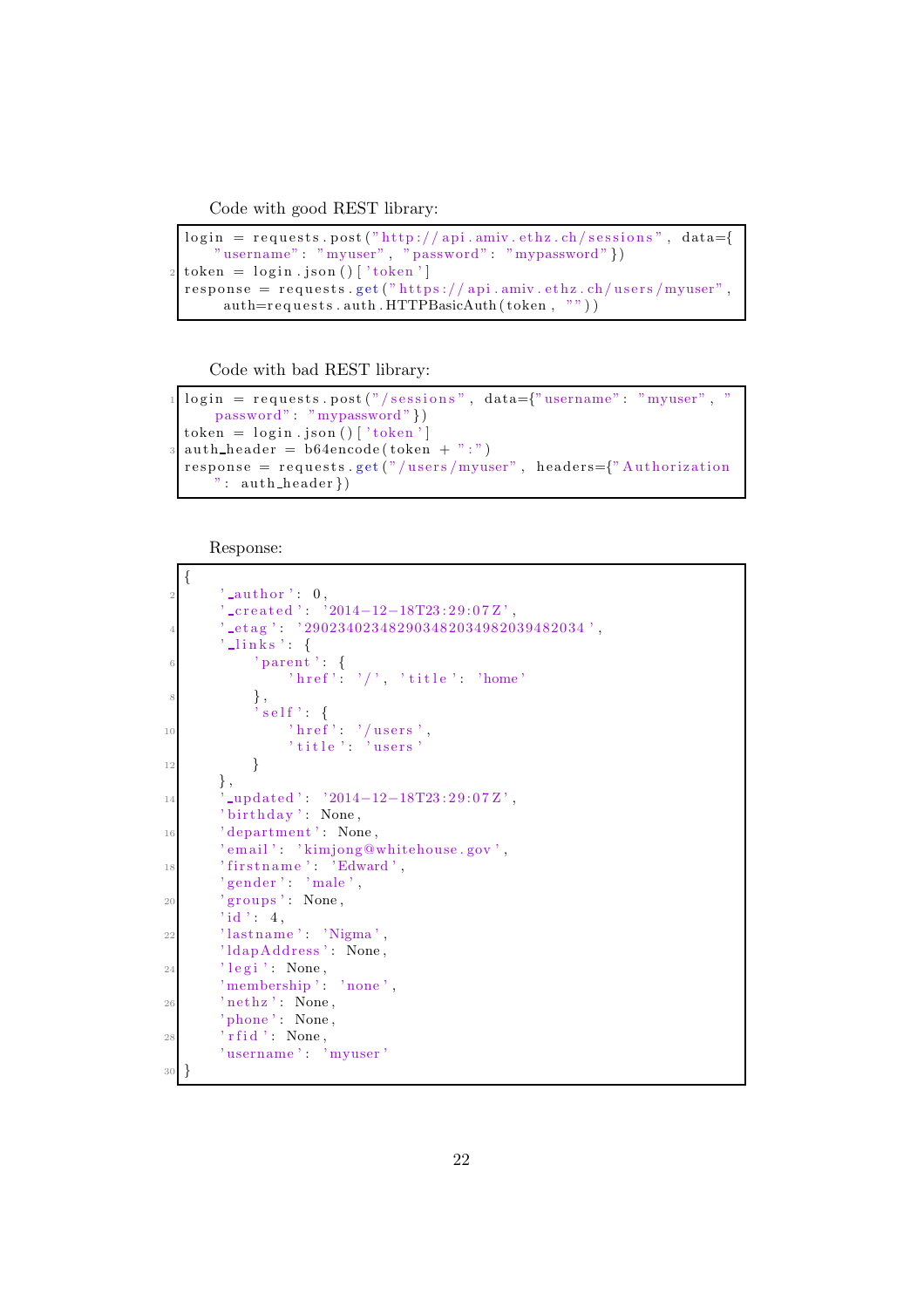Code with good REST library:

```
login = requests.post("http://api.amiv.ethz.ch/sessions", data={
    "username": "myuser", "password": "mypassword"})
token = login.json()['token']
response = requests.get("https://api.amiv.ethz.ch/users/myuser",
    auth=requests.auth.HTTPBasicAuth(token, ""))
```

Code with bad REST library:

```
login = requests.post("/sessions", data={"username": "myuser", "
    password": "mypassword"})
token = login.json()['token']
auth_header = b64encode(token + ":")
response = requests.get("/users/myuser", headers={"Authorization
    ": auth_header})
```

Response:

```
{
    '_author': 0,
    '_created': '2014-12-18T23:29:07Z',
    '_etag': '29023402348290348203498203948203 4',
    '_links': {
        'parent': {
            'href': '/', 'title': 'home'
        },
        'self': {
            'href': '/users',
            'title': 'users'
        }
    },
    '_updated': '2014-12-18T23:29:07Z',
    'birthday': None,
    'department': None,
    'email': 'kimjong@whitehouse.gov',
    'firstname': 'Edward',
    'gender': 'male',
    'groups': None,
    'id': 4,
    'lastname': 'Nigma',
    'ldapAddress': None,
    'legi': None,
    'membership': 'none',
    'nethz': None,
    'phone': None,
    'rfid': None,
    'username': 'myuser'
}
```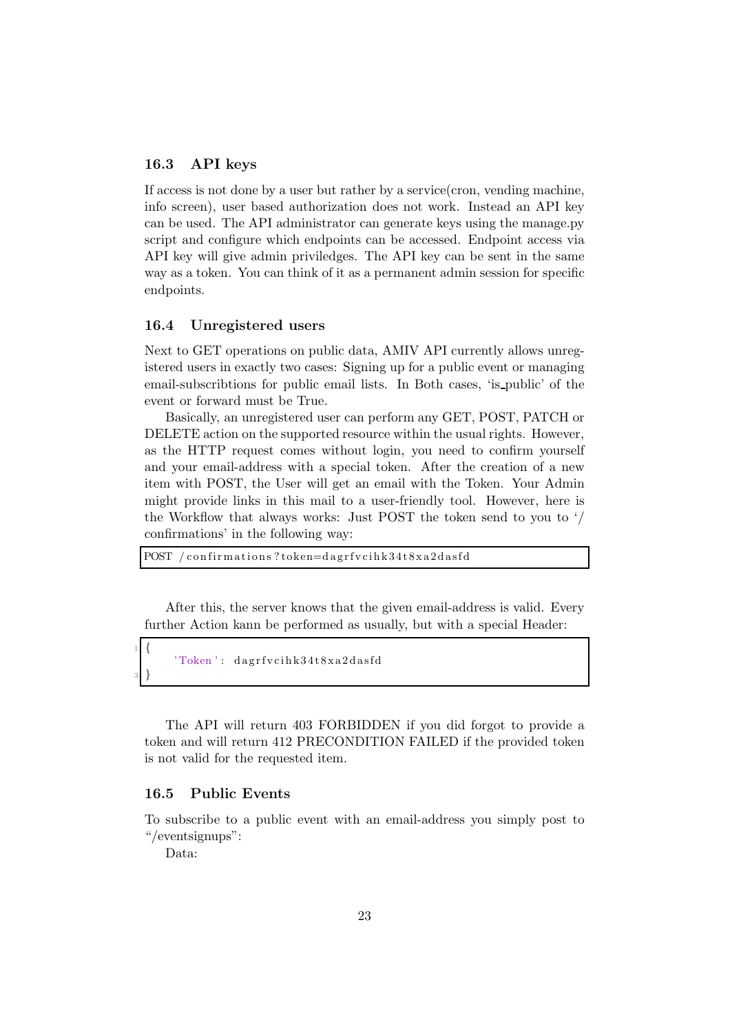### 16.3 API keys

If access is not done by a user but rather by a service(cron, vending machine, info screen), user based authorization does not work. Instead an API key can be used. The API administrator can generate keys using the manage.py script and configure which endpoints can be accessed. Endpoint access via API key will give admin priviledges. The API key can be sent in the same way as a token. You can think of it as a permanent admin session for specific endpoints.

### 16.4 Unregistered users

Next to GET operations on public data, AMIV API currently allows unregistered users in exactly two cases: Signing up for a public event or managing email-subscribtions for public email lists. In Both cases, 'is_public' of the event or forward must be True.

Basically, an unregistered user can perform any GET, POST, PATCH or DELETE action on the supported resource within the usual rights. However, as the HTTP request comes without login, you need to confirm yourself and your email-address with a special token. After the creation of a new item with POST, the User will get an email with the Token. Your Admin might provide links in this mail to a user-friendly tool. However, here is the Workflow that always works: Just POST the token send to you to '/confirmations' in the following way:

```
POST /confirmations?token=dagrfvcihk34t8xa2dasfd
```

After this, the server knows that the given email-address is valid. Every further Action kann be performed as usually, but with a special Header:

```
{
    'Token': dagrfvcihk34t8xa2dasfd
}
```

The API will return 403 FORBIDDEN if you did forgot to provide a token and will return 412 PRECONDITION FAILED if the provided token is not valid for the requested item.

### 16.5 Public Events

To subscribe to a public event with an email-address you simply post to "/eventsignups":

Data: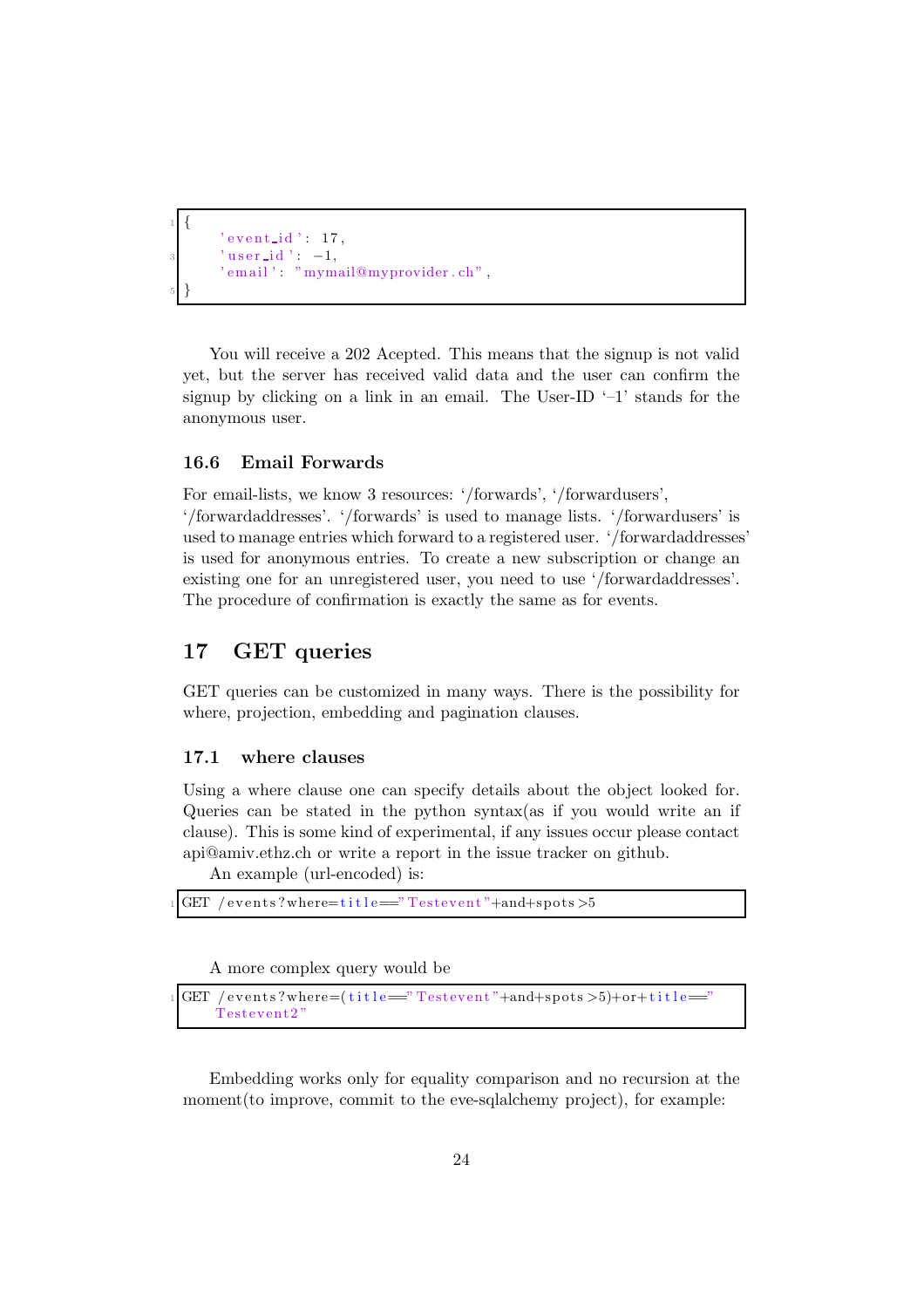```
{
    'event_id': 17,
    'user_id': -1,
    'email': "mymail@myprovider.ch",
}
```

You will receive a 202 Acepted. This means that the signup is not valid yet, but the server has received valid data and the user can confirm the signup by clicking on a link in an email. The User-ID '–1' stands for the anonymous user.

### 16.6 Email Forwards

For email-lists, we know 3 resources: '/forwards', '/forwardusers', '/forwardaddresses'. '/forwards' is used to manage lists. '/forwardusers' is used to manage entries which forward to a registered user. '/forwardaddresses' is used for anonymous entries. To create a new subscription or change an existing one for an unregistered user, you need to use '/forwardaddresses'. The procedure of confirmation is exactly the same as for events.

## 17 GET queries

GET queries can be customized in many ways. There is the possibility for where, projection, embedding and pagination clauses.

### 17.1 where clauses

Using a where clause one can specify details about the object looked for. Queries can be stated in the python syntax(as if you would write an if clause). This is some kind of experimental, if any issues occur please contact api@amiv.ethz.ch or write a report in the issue tracker on github.

An example (url-encoded) is:

```
GET /events?where=title=="Testevent"+and+spots>5
```

A more complex query would be

```
GET /events?where=(title=="Testevent"+and+spots>5)+or+title=="
    Testevent2"
```

Embedding works only for equality comparison and no recursion at the moment(to improve, commit to the eve-sqlalchemy project), for example: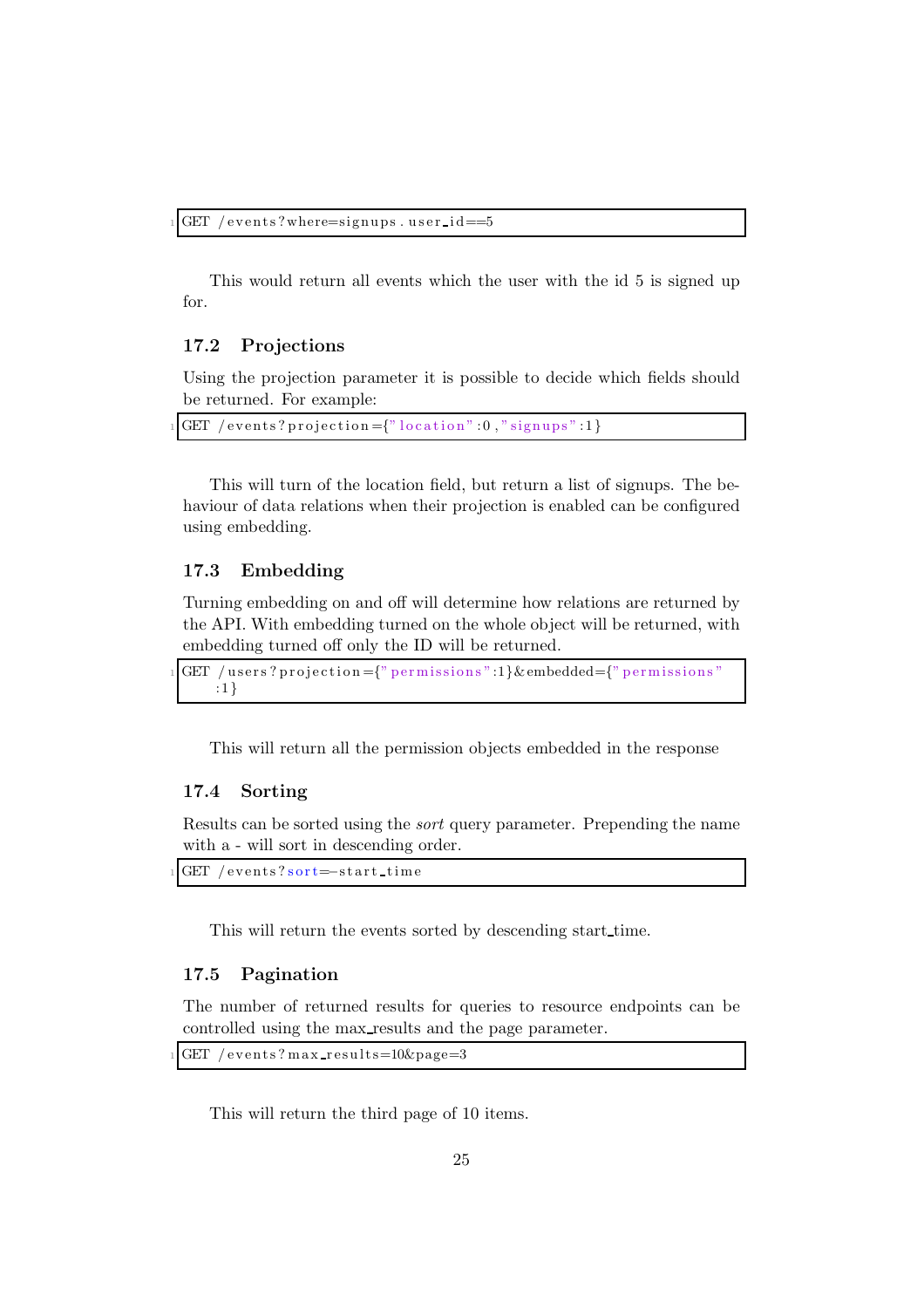```
GET /events?where=signups.user_id==5
```

This would return all events which the user with the id 5 is signed up for.

### 17.2 Projections

Using the projection parameter it is possible to decide which fields should be returned. For example:

```
GET /events?projection={"location":0,"signups":1}
```

This will turn of the location field, but return a list of signups. The behaviour of data relations when their projection is enabled can be configured using embedding.

### 17.3 Embedding

Turning embedding on and off will determine how relations are returned by the API. With embedding turned on the whole object will be returned, with embedding turned off only the ID will be returned.

```
GET /users?projection={"permissions":1}&embedded={"permissions"
    :1}
```

This will return all the permission objects embedded in the response

### 17.4 Sorting

Results can be sorted using the *sort* query parameter. Prepending the name with a - will sort in descending order.

```
GET /events?sort=-start_time
```

This will return the events sorted by descending start_time.

### 17.5 Pagination

The number of returned results for queries to resource endpoints can be controlled using the max_results and the page parameter.

```
GET /events?max_results=10&page=3
```

This will return the third page of 10 items.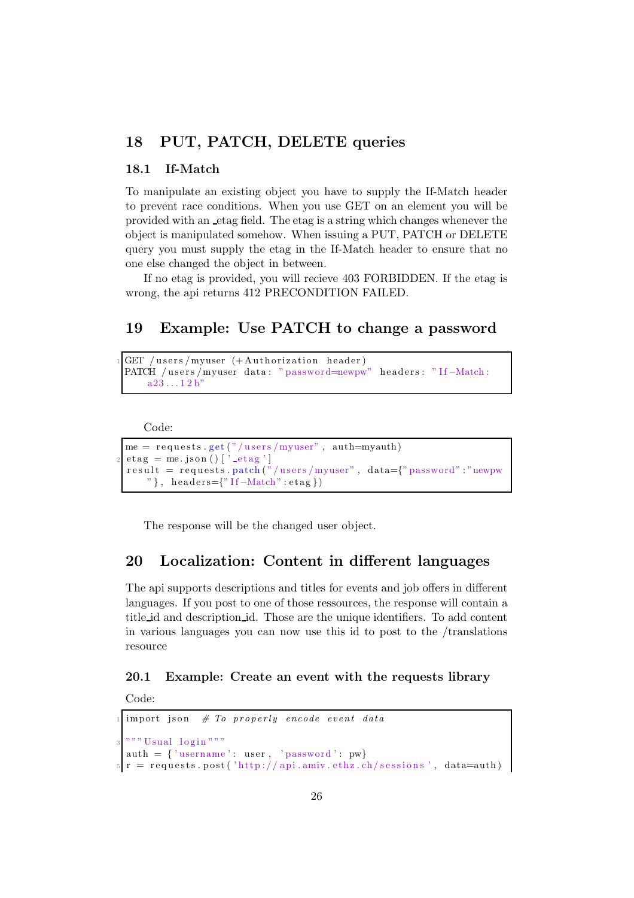## 18 PUT, PATCH, DELETE queries

### 18.1 If-Match

To manipulate an existing object you have to supply the If-Match header to prevent race conditions. When you use GET on an element you will be provided with an _etag field. The etag is a string which changes whenever the object is manipulated somehow. When issuing a PUT, PATCH or DELETE query you must supply the etag in the If-Match header to ensure that no one else changed the object in between.

If no etag is provided, you will recieve 403 FORBIDDEN. If the etag is wrong, the api returns 412 PRECONDITION FAILED.

## 19 Example: Use PATCH to change a password

```
GET /users/myuser (+Authorization header)
PATCH /users/myuser data: "password=newpw" headers: "If-Match:
    a23...12b"
```

Code:

```
me = requests.get("/users/myuser", auth=myauth)
etag = me.json()['_etag']
result = requests.patch("/users/myuser", data={"password":"newpw
    "}, headers={"If-Match":etag})
```

The response will be the changed user object.

## 20 Localization: Content in different languages

The api supports descriptions and titles for events and job offers in different languages. If you post to one of those ressources, the response will contain a title_id and description_id. Those are the unique identifiers. To add content in various languages you can now use this id to post to the /translations resource

### 20.1 Example: Create an event with the requests library

Code:

```
import json  # To properly encode event data

"""Usual login"""
auth = {'username': user, 'password': pw}
r = requests.post('http://api.amiv.ethz.ch/sessions', data=auth)
```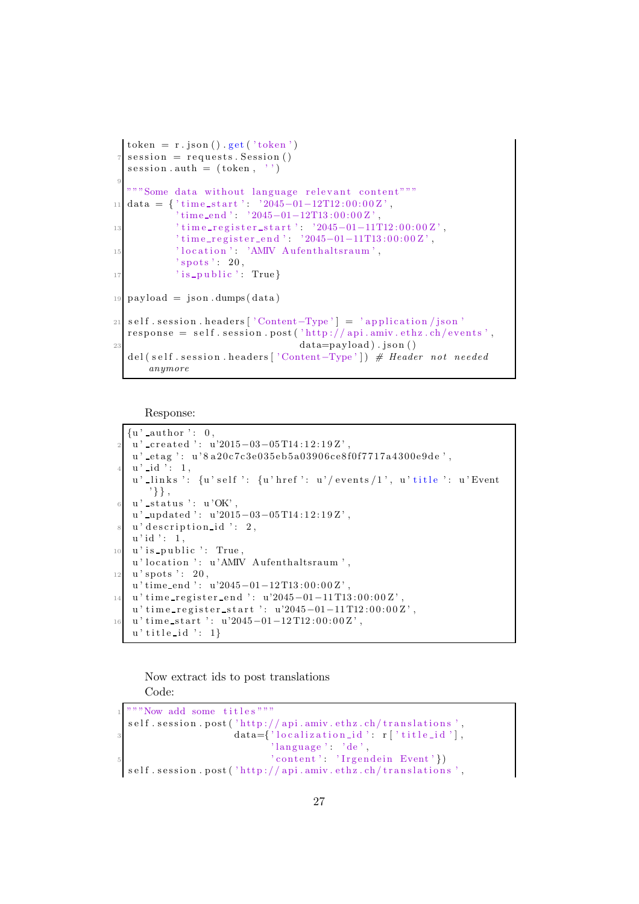```python
token = r.json().get('token')
session = requests.Session()
session.auth = (token, '')

"""Some data without language relevant content"""
data = {'time_start': '2045-01-12T12:00:00Z',
        'time_end': '2045-01-12T13:00:00Z',
        'time_register_start': '2045-01-11T12:00:00Z',
        'time_register_end': '2045-01-11T13:00:00Z',
        'location': 'AMIV Aufenthaltsraum',
        'spots': 20,
        'is_public': True}

payload = json.dumps(data)

self.session.headers['Content-Type'] = 'application/json'
response = self.session.post('http://api.amiv.ethz.ch/events',
                             data=payload).json()
del(self.session.headers['Content-Type']) # Header not needed anymore
```

Response:

```python
{u'_author': 0,
 u'_created': u'2015-03-05T14:12:19Z',
 u'_etag': u'8a20c7c3e035eb5a03906ce8f0f7717a4300e9de',
 u'_id': 1,
 u'_links': {u'self': {u'href': u'/events/1', u'title': u'Event'}},
 u'_status': u'OK',
 u'_updated': u'2015-03-05T14:12:19Z',
 u'description_id': 2,
 u'id': 1,
 u'is_public': True,
 u'location': u'AMIV Aufenthaltsraum',
 u'spots': 20,
 u'time_end': u'2045-01-12T13:00:00Z',
 u'time_register_end': u'2045-01-11T13:00:00Z',
 u'time_register_start': u'2045-01-11T12:00:00Z',
 u'time_start': u'2045-01-12T12:00:00Z',
 u'title_id': 1}
```

Now extract ids to post translations
Code:

```python
"""Now add some titles"""
self.session.post('http://api.amiv.ethz.ch/translations',
                  data={'localization_id': r['title_id'],
                        'language': 'de',
                        'content': 'Irgendein Event'})
self.session.post('http://api.amiv.ethz.ch/translations',
```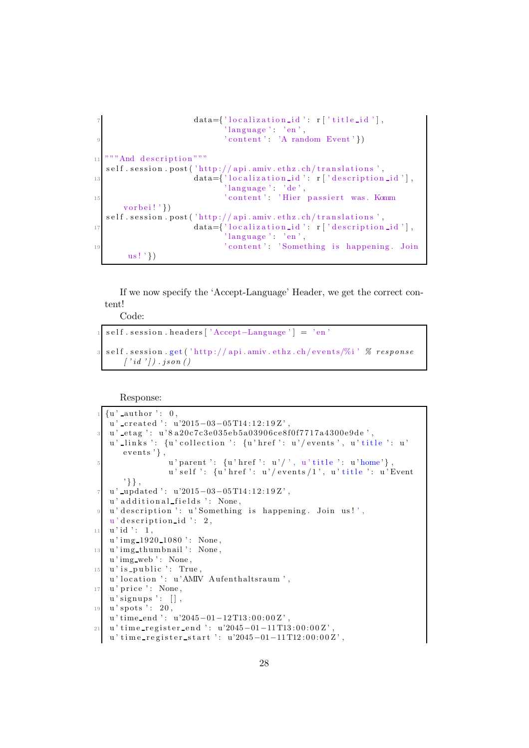```
                   data={'localization_id': r['title_id'],
                         'language': 'en',
                         'content': 'A random Event'})

"""And description"""
self.session.post('http://api.amiv.ethz.ch/translations',
                   data={'localization_id': r['description_id'],
                         'language': 'de',
                         'content': 'Hier passiert was. Komm
    vorbei!'})
self.session.post('http://api.amiv.ethz.ch/translations',
                   data={'localization_id': r['description_id'],
                         'language': 'en',
                         'content': 'Something is happening. Join
     us!'})
```

If we now specify the 'Accept-Language' Header, we get the correct content!

Code:

```
self.session.headers['Accept-Language'] = 'en'

self.session.get('http://api.amiv.ethz.ch/events/%i' % response
    ['id']).json()
```

Response:

```
{u'_author': 0,
 u'_created': u'2015-03-05T14:12:19Z',
 u'_etag': u'8a20c7c3e035eb5a03906ce8f0f7717a4300e9de',
 u'_links': {u'collection': {u'href': u'/events', u'title': u'
    events'},
             u'parent': {u'href': u'/', u'title': u'home'},
             u'self': {u'href': u'/events/1', u'title': u'Event
    '}},
 u'_updated': u'2015-03-05T14:12:19Z',
 u'additional_fields': None,
 u'description': u'Something is happening. Join us!',
 u'description_id': 2,
 u'id': 1,
 u'img_1920_1080': None,
 u'img_thumbnail': None,
 u'img_web': None,
 u'is_public': True,
 u'location': u'AMIV Aufenthaltsraum',
 u'price': None,
 u'signups': [],
 u'spots': 20,
 u'time_end': u'2045-01-12T13:00:00Z',
 u'time_register_end': u'2045-01-11T13:00:00Z',
 u'time_register_start': u'2045-01-11T12:00:00Z',
```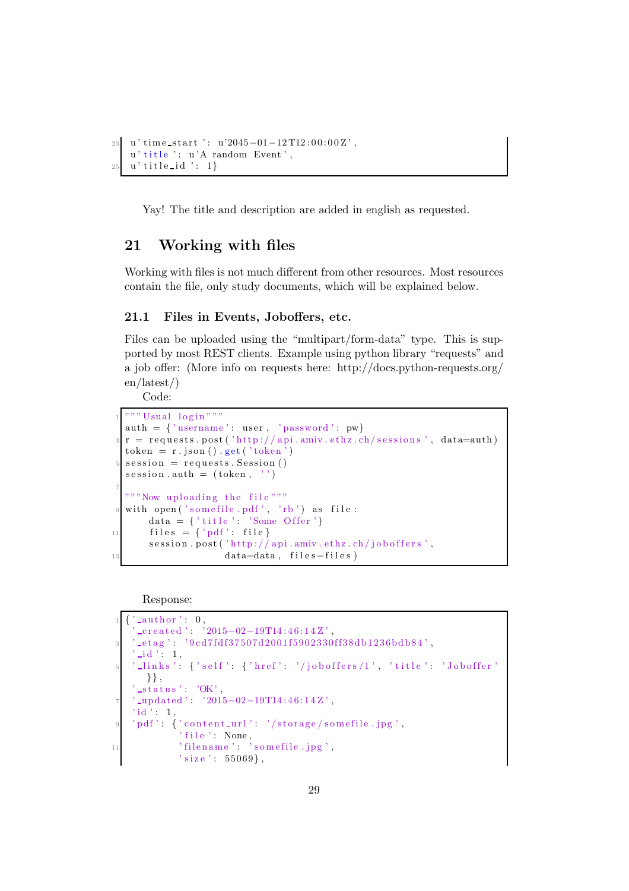```
u'time_start': u'2045-01-12T12:00:00Z',
u'title': u'A random Event',
u'title_id': 1}
```

Yay! The title and description are added in english as requested.

# 21 Working with files

Working with files is not much different from other resources. Most resources contain the file, only study documents, which will be explained below.

## 21.1 Files in Events, Joboffers, etc.

Files can be uploaded using the "multipart/form-data" type. This is supported by most REST clients. Example using python library "requests" and a job offer: (More info on requests here: http://docs.python-requests.org/en/latest/)

Code:

```
"""Usual login"""
auth = {'username': user, 'password': pw}
r = requests.post('http://api.amiv.ethz.ch/sessions', data=auth)
token = r.json().get('token')
session = requests.Session()
session.auth = (token, '')

"""Now uploading the file"""
with open('somefile.pdf', 'rb') as file:
    data = {'title': 'Some Offer'}
    files = {'pdf': file}
    session.post('http://api.amiv.ethz.ch/joboffers',
                 data=data, files=files)
```

Response:

```
{'_author': 0,
 '_created': '2015-02-19T14:46:14Z',
 '_etag': '9cd7fdf37507d2001f5902330ff38db1236bdb84',
 '_id': 1,
 '_links': {'self': {'href': '/joboffers/1', 'title': 'Joboffer'
   }},
 '_status': 'OK',
 '_updated': '2015-02-19T14:46:14Z',
 'id': 1,
 'pdf': {'content_url': '/storage/somefile.jpg',
         'file': None,
         'filename': 'somefile.jpg',
         'size': 55069},
```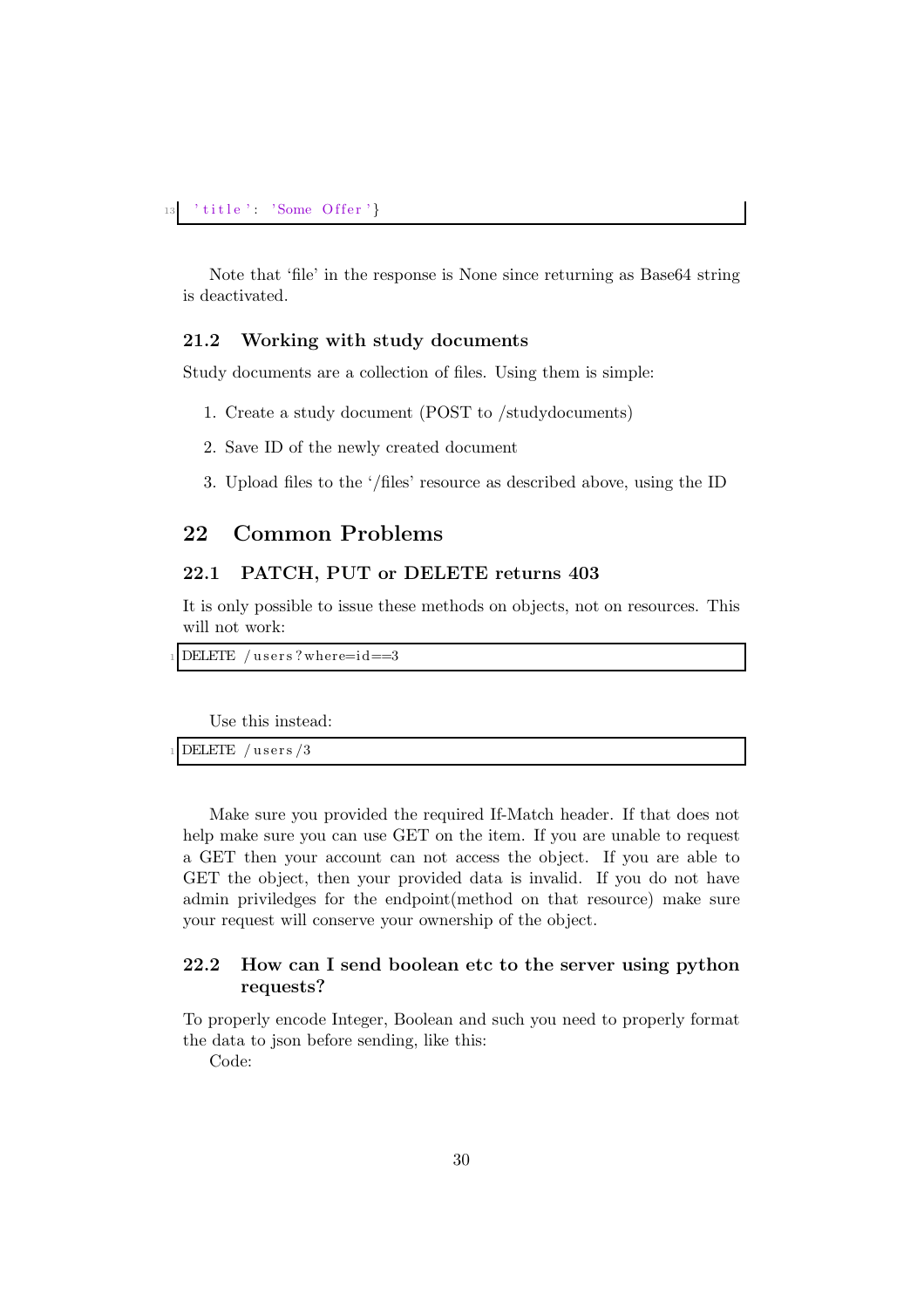```
'title': 'Some Offer'}
```

Note that 'file' in the response is None since returning as Base64 string is deactivated.

### 21.2 Working with study documents

Study documents are a collection of files. Using them is simple:

1. Create a study document (POST to /studydocuments)
2. Save ID of the newly created document
3. Upload files to the '/files' resource as described above, using the ID

## 22 Common Problems

### 22.1 PATCH, PUT or DELETE returns 403

It is only possible to issue these methods on objects, not on resources. This will not work:

```
DELETE /users?where=id==3
```

Use this instead:

```
DELETE /users/3
```

Make sure you provided the required If-Match header. If that does not help make sure you can use GET on the item. If you are unable to request a GET then your account can not access the object. If you are able to GET the object, then your provided data is invalid. If you do not have admin priviledges for the endpoint(method on that resource) make sure your request will conserve your ownership of the object.

### 22.2 How can I send boolean etc to the server using python requests?

To properly encode Integer, Boolean and such you need to properly format the data to json before sending, like this:

Code: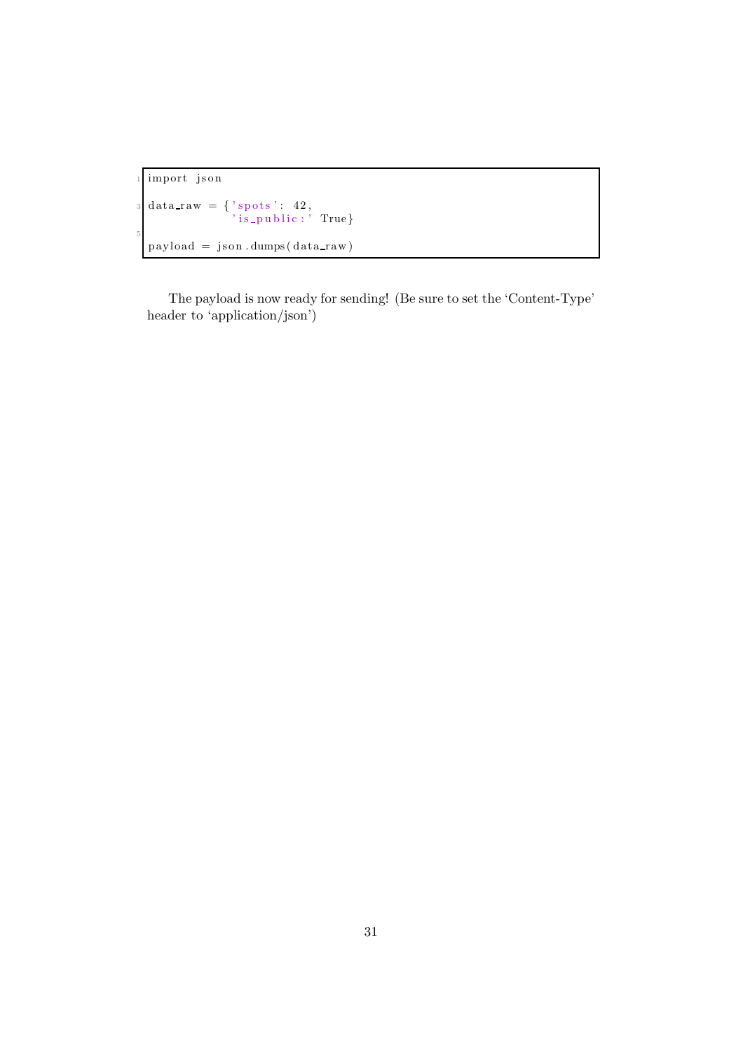```python
import json

data_raw = {'spots': 42,
            'is_public:' True}

payload = json.dumps(data_raw)
```

The payload is now ready for sending! (Be sure to set the ‘Content-Type’ header to ‘application/json’)